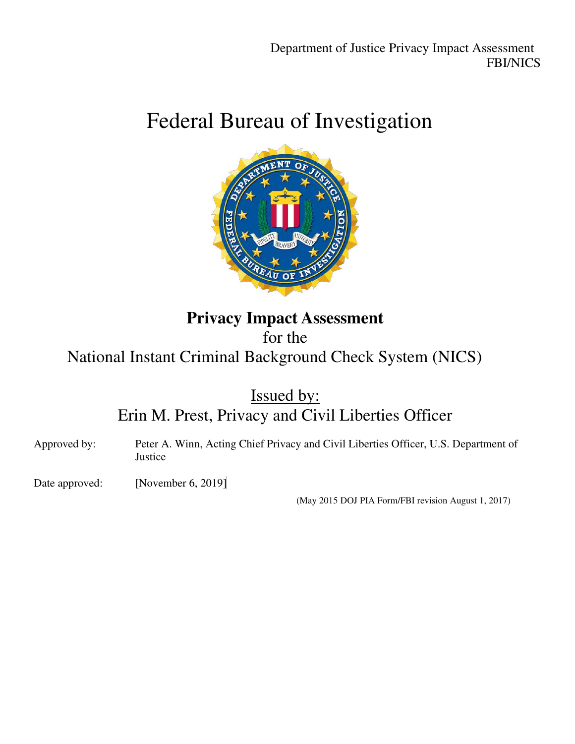# Federal Bureau of Investigation

**Privacy Impact Assessment**

for the

National Instant Criminal Background Check System (NICS)

Issued by:

Erin M. Prest, Privacy and Civil Liberties Officer

Approved by: Peter A. Winn, Acting Chief Privacy and Civil Liberties Officer, U.S. Department of Justice

Date approved: [November 6, 2019]

(May 2015 DOJ PIA Form/FBI revision August 1, 2017)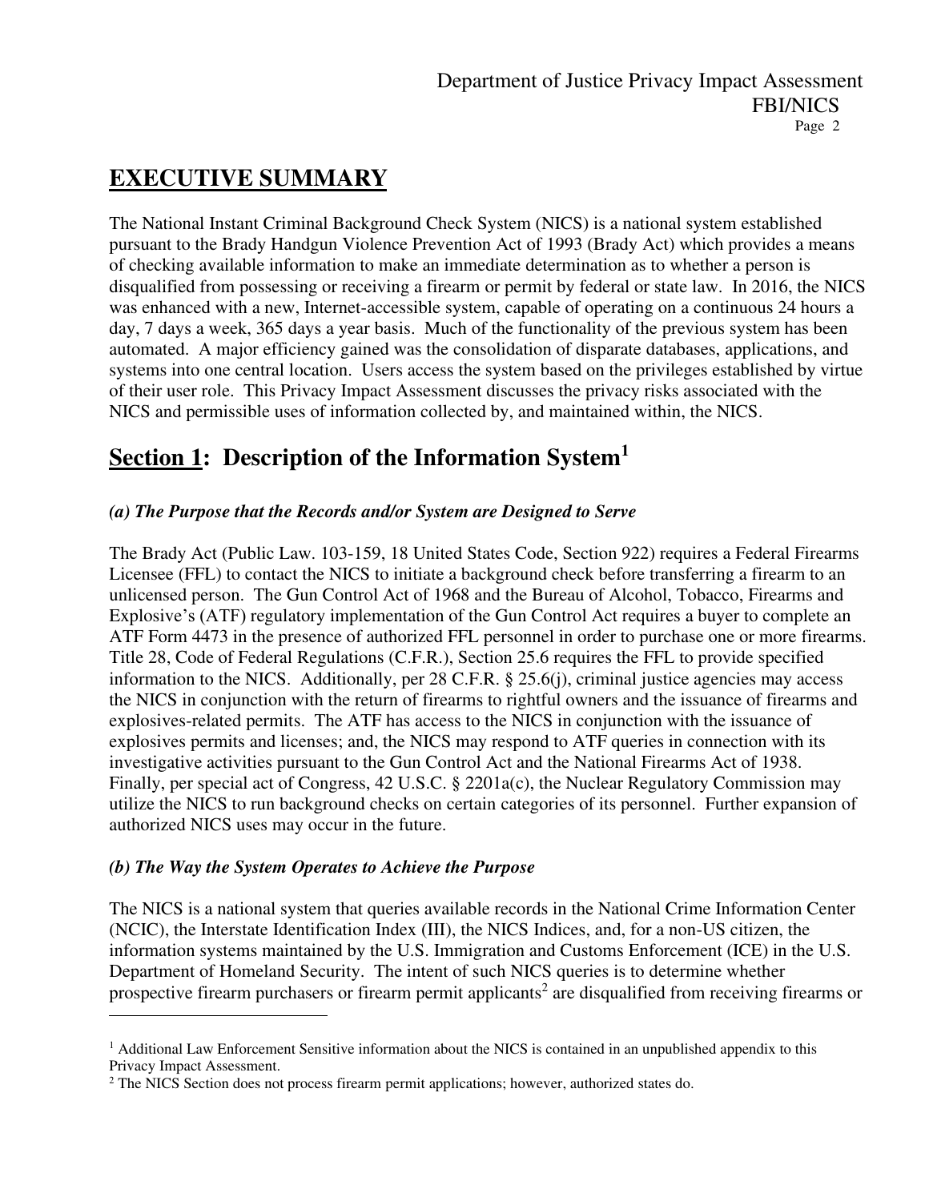# EXECUTIVE SUMMARY

The National Instant Criminal Background Check System (NICS) is a national system established pursuant to the Brady Handgun Violence Prevention Act of 1993 (Brady Act) which provides a means of checking available information to make an immediate determination as to whether a person is disqualified from possessing or receiving a firearm or permit by federal or state law. In 2016, the NICS was enhanced with a new, Internet-accessible system, capable of operating on a continuous 24 hours a day, 7 days a week, 365 days a year basis. Much of the functionality of the previous system has been automated. A major efficiency gained was the consolidation of disparate databases, applications, and systems into one central location. Users access the system based on the privileges established by virtue of their user role. This Privacy Impact Assessment discusses the privacy risks associated with the NICS and permissible uses of information collected by, and maintained within, the NICS.

# Section 1: Description of the Information System[1]

### *(a) The Purpose that the Records and/or System are Designed to Serve*

The Brady Act (Public Law. 103-159, 18 United States Code, Section 922) requires a Federal Firearms Licensee (FFL) to contact the NICS to initiate a background check before transferring a firearm to an unlicensed person. The Gun Control Act of 1968 and the Bureau of Alcohol, Tobacco, Firearms and Explosive's (ATF) regulatory implementation of the Gun Control Act requires a buyer to complete an ATF Form 4473 in the presence of authorized FFL personnel in order to purchase one or more firearms. Title 28, Code of Federal Regulations (C.F.R.), Section 25.6 requires the FFL to provide specified information to the NICS. Additionally, per 28 C.F.R. § 25.6(j), criminal justice agencies may access the NICS in conjunction with the return of firearms to rightful owners and the issuance of firearms and explosives-related permits. The ATF has access to the NICS in conjunction with the issuance of explosives permits and licenses; and, the NICS may respond to ATF queries in connection with its investigative activities pursuant to the Gun Control Act and the National Firearms Act of 1938. Finally, per special act of Congress, 42 U.S.C. § 2201a(c), the Nuclear Regulatory Commission may utilize the NICS to run background checks on certain categories of its personnel. Further expansion of authorized NICS uses may occur in the future.

### *(b) The Way the System Operates to Achieve the Purpose*

The NICS is a national system that queries available records in the National Crime Information Center (NCIC), the Interstate Identification Index (III), the NICS Indices, and, for a non-US citizen, the information systems maintained by the U.S. Immigration and Customs Enforcement (ICE) in the U.S. Department of Homeland Security. The intent of such NICS queries is to determine whether prospective firearm purchasers or firearm permit applicants[2] are disqualified from receiving firearms or

---

[1] Additional Law Enforcement Sensitive information about the NICS is contained in an unpublished appendix to this Privacy Impact Assessment.

[2] The NICS Section does not process firearm permit applications; however, authorized states do.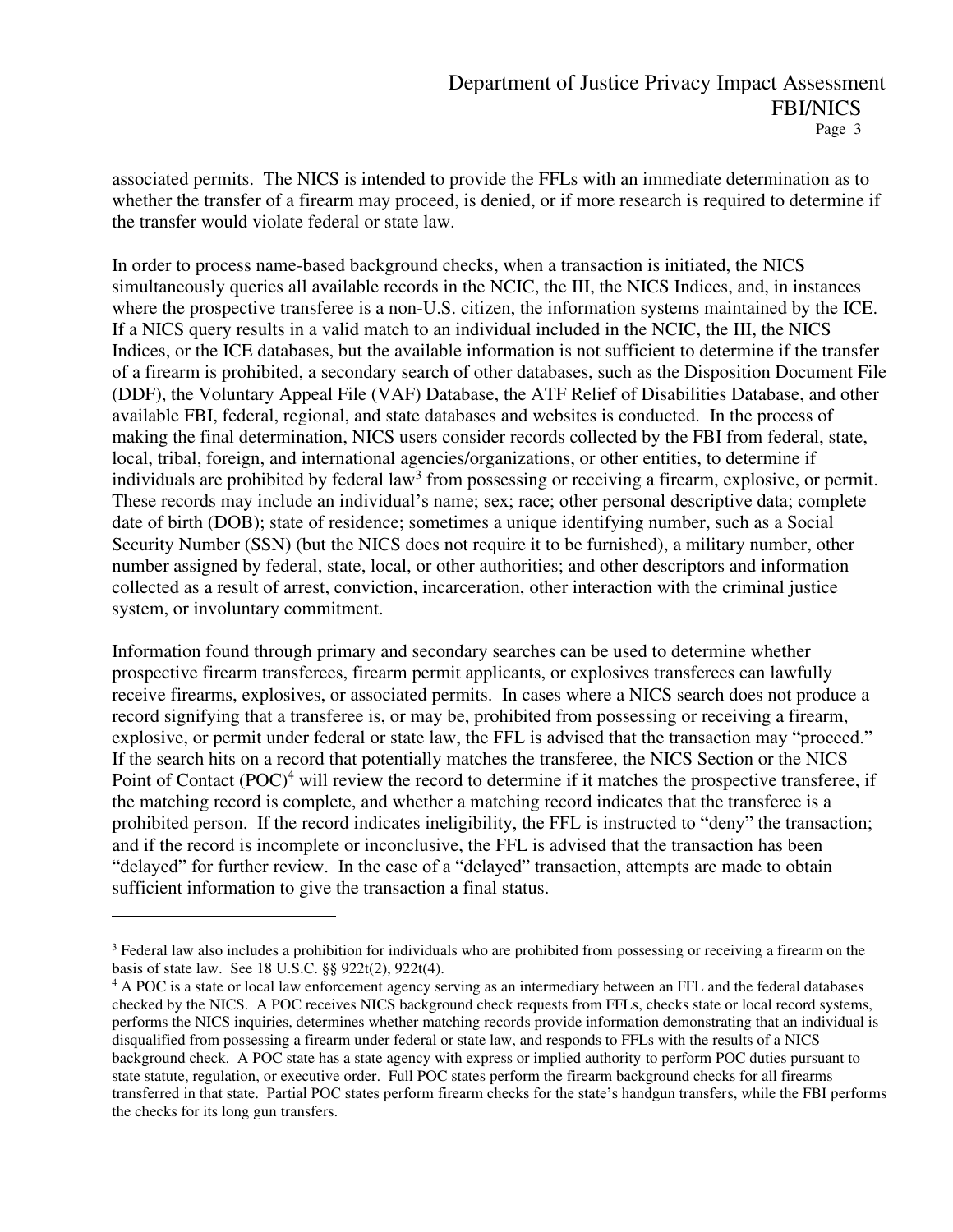associated permits. The NICS is intended to provide the FFLs with an immediate determination as to whether the transfer of a firearm may proceed, is denied, or if more research is required to determine if the transfer would violate federal or state law.

In order to process name-based background checks, when a transaction is initiated, the NICS simultaneously queries all available records in the NCIC, the III, the NICS Indices, and, in instances where the prospective transferee is a non-U.S. citizen, the information systems maintained by the ICE. If a NICS query results in a valid match to an individual included in the NCIC, the III, the NICS Indices, or the ICE databases, but the available information is not sufficient to determine if the transfer of a firearm is prohibited, a secondary search of other databases, such as the Disposition Document File (DDF), the Voluntary Appeal File (VAF) Database, the ATF Relief of Disabilities Database, and other available FBI, federal, regional, and state databases and websites is conducted. In the process of making the final determination, NICS users consider records collected by the FBI from federal, state, local, tribal, foreign, and international agencies/organizations, or other entities, to determine if individuals are prohibited by federal law[3] from possessing or receiving a firearm, explosive, or permit. These records may include an individual's name; sex; race; other personal descriptive data; complete date of birth (DOB); state of residence; sometimes a unique identifying number, such as a Social Security Number (SSN) (but the NICS does not require it to be furnished), a military number, other number assigned by federal, state, local, or other authorities; and other descriptors and information collected as a result of arrest, conviction, incarceration, other interaction with the criminal justice system, or involuntary commitment.

Information found through primary and secondary searches can be used to determine whether prospective firearm transferees, firearm permit applicants, or explosives transferees can lawfully receive firearms, explosives, or associated permits. In cases where a NICS search does not produce a record signifying that a transferee is, or may be, prohibited from possessing or receiving a firearm, explosive, or permit under federal or state law, the FFL is advised that the transaction may "proceed." If the search hits on a record that potentially matches the transferee, the NICS Section or the NICS Point of Contact (POC)[4] will review the record to determine if it matches the prospective transferee, if the matching record is complete, and whether a matching record indicates that the transferee is a prohibited person. If the record indicates ineligibility, the FFL is instructed to "deny" the transaction; and if the record is incomplete or inconclusive, the FFL is advised that the transaction has been "delayed" for further review. In the case of a "delayed" transaction, attempts are made to obtain sufficient information to give the transaction a final status.

---

[3] Federal law also includes a prohibition for individuals who are prohibited from possessing or receiving a firearm on the basis of state law. See 18 U.S.C. §§ 922t(2), 922t(4).

[4] A POC is a state or local law enforcement agency serving as an intermediary between an FFL and the federal databases checked by the NICS. A POC receives NICS background check requests from FFLs, checks state or local record systems, performs the NICS inquiries, determines whether matching records provide information demonstrating that an individual is disqualified from possessing a firearm under federal or state law, and responds to FFLs with the results of a NICS background check. A POC state has a state agency with express or implied authority to perform POC duties pursuant to state statute, regulation, or executive order. Full POC states perform the firearm background checks for all firearms transferred in that state. Partial POC states perform firearm checks for the state's handgun transfers, while the FBI performs the checks for its long gun transfers.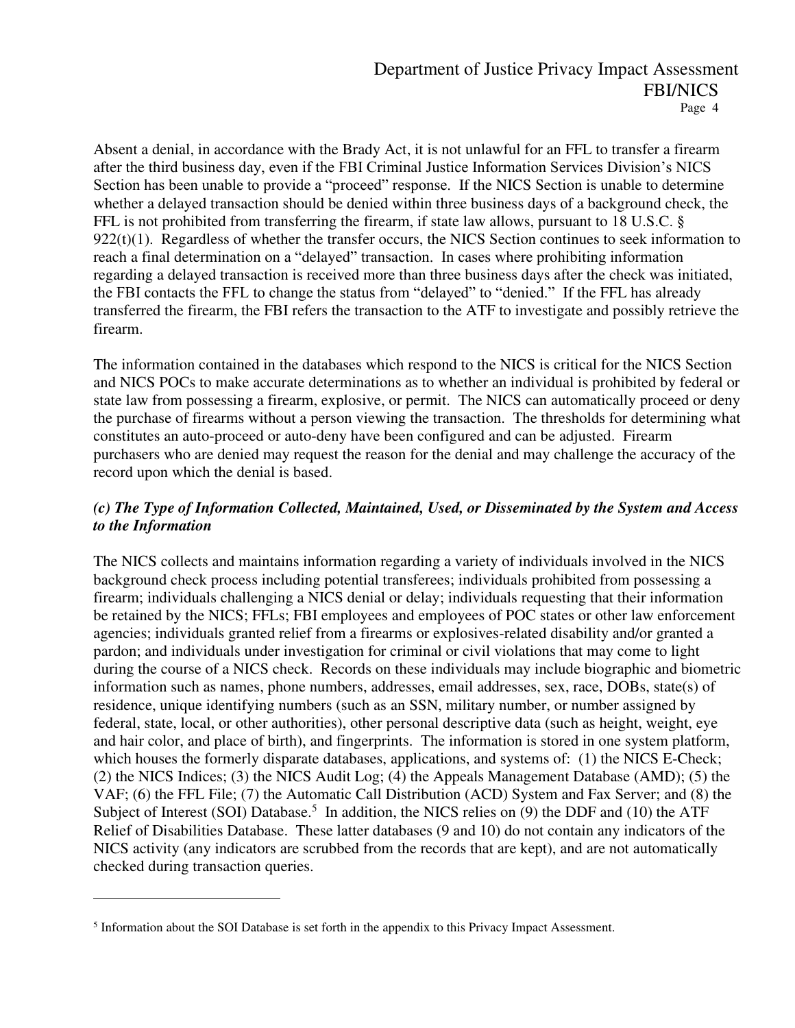Absent a denial, in accordance with the Brady Act, it is not unlawful for an FFL to transfer a firearm after the third business day, even if the FBI Criminal Justice Information Services Division's NICS Section has been unable to provide a "proceed" response. If the NICS Section is unable to determine whether a delayed transaction should be denied within three business days of a background check, the FFL is not prohibited from transferring the firearm, if state law allows, pursuant to 18 U.S.C. § 922(t)(1). Regardless of whether the transfer occurs, the NICS Section continues to seek information to reach a final determination on a "delayed" transaction. In cases where prohibiting information regarding a delayed transaction is received more than three business days after the check was initiated, the FBI contacts the FFL to change the status from "delayed" to "denied." If the FFL has already transferred the firearm, the FBI refers the transaction to the ATF to investigate and possibly retrieve the firearm.

The information contained in the databases which respond to the NICS is critical for the NICS Section and NICS POCs to make accurate determinations as to whether an individual is prohibited by federal or state law from possessing a firearm, explosive, or permit. The NICS can automatically proceed or deny the purchase of firearms without a person viewing the transaction. The thresholds for determining what constitutes an auto-proceed or auto-deny have been configured and can be adjusted. Firearm purchasers who are denied may request the reason for the denial and may challenge the accuracy of the record upon which the denial is based.

### *(c) The Type of Information Collected, Maintained, Used, or Disseminated by the System and Access to the Information*

The NICS collects and maintains information regarding a variety of individuals involved in the NICS background check process including potential transferees; individuals prohibited from possessing a firearm; individuals challenging a NICS denial or delay; individuals requesting that their information be retained by the NICS; FFLs; FBI employees and employees of POC states or other law enforcement agencies; individuals granted relief from a firearms or explosives-related disability and/or granted a pardon; and individuals under investigation for criminal or civil violations that may come to light during the course of a NICS check. Records on these individuals may include biographic and biometric information such as names, phone numbers, addresses, email addresses, sex, race, DOBs, state(s) of residence, unique identifying numbers (such as an SSN, military number, or number assigned by federal, state, local, or other authorities), other personal descriptive data (such as height, weight, eye and hair color, and place of birth), and fingerprints. The information is stored in one system platform, which houses the formerly disparate databases, applications, and systems of: (1) the NICS E-Check; (2) the NICS Indices; (3) the NICS Audit Log; (4) the Appeals Management Database (AMD); (5) the VAF; (6) the FFL File; (7) the Automatic Call Distribution (ACD) System and Fax Server; and (8) the Subject of Interest (SOI) Database.[5] In addition, the NICS relies on (9) the DDF and (10) the ATF Relief of Disabilities Database. These latter databases (9 and 10) do not contain any indicators of the NICS activity (any indicators are scrubbed from the records that are kept), and are not automatically checked during transaction queries.

---

[5] Information about the SOI Database is set forth in the appendix to this Privacy Impact Assessment.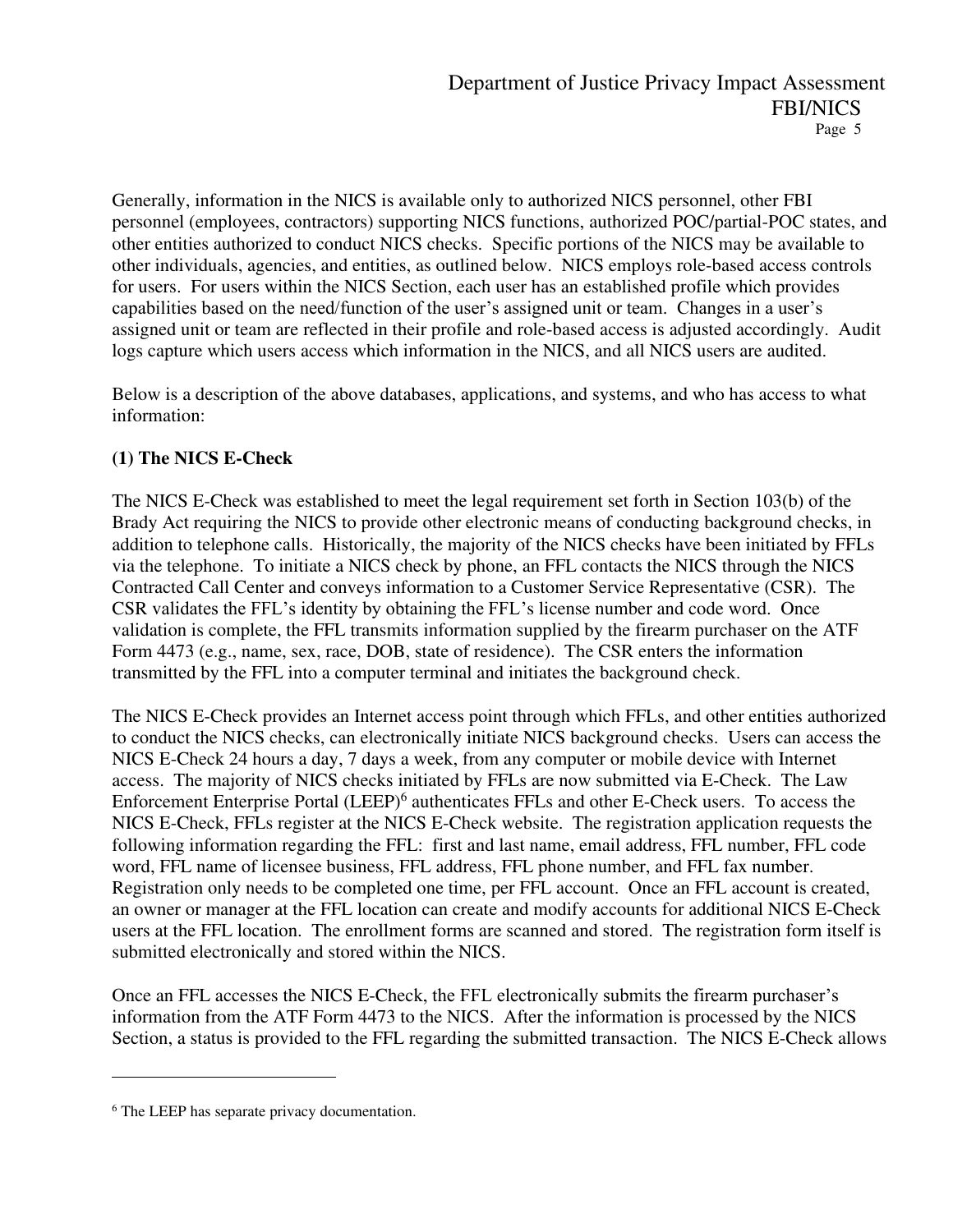Generally, information in the NICS is available only to authorized NICS personnel, other FBI personnel (employees, contractors) supporting NICS functions, authorized POC/partial-POC states, and other entities authorized to conduct NICS checks. Specific portions of the NICS may be available to other individuals, agencies, and entities, as outlined below. NICS employs role-based access controls for users. For users within the NICS Section, each user has an established profile which provides capabilities based on the need/function of the user's assigned unit or team. Changes in a user's assigned unit or team are reflected in their profile and role-based access is adjusted accordingly. Audit logs capture which users access which information in the NICS, and all NICS users are audited.

Below is a description of the above databases, applications, and systems, and who has access to what information:

**(1) The NICS E-Check**

The NICS E-Check was established to meet the legal requirement set forth in Section 103(b) of the Brady Act requiring the NICS to provide other electronic means of conducting background checks, in addition to telephone calls. Historically, the majority of the NICS checks have been initiated by FFLs via the telephone. To initiate a NICS check by phone, an FFL contacts the NICS through the NICS Contracted Call Center and conveys information to a Customer Service Representative (CSR). The CSR validates the FFL's identity by obtaining the FFL's license number and code word. Once validation is complete, the FFL transmits information supplied by the firearm purchaser on the ATF Form 4473 (e.g., name, sex, race, DOB, state of residence). The CSR enters the information transmitted by the FFL into a computer terminal and initiates the background check.

The NICS E-Check provides an Internet access point through which FFLs, and other entities authorized to conduct the NICS checks, can electronically initiate NICS background checks. Users can access the NICS E-Check 24 hours a day, 7 days a week, from any computer or mobile device with Internet access. The majority of NICS checks initiated by FFLs are now submitted via E-Check. The Law Enforcement Enterprise Portal (LEEP)[6] authenticates FFLs and other E-Check users. To access the NICS E-Check, FFLs register at the NICS E-Check website. The registration application requests the following information regarding the FFL: first and last name, email address, FFL number, FFL code word, FFL name of licensee business, FFL address, FFL phone number, and FFL fax number. Registration only needs to be completed one time, per FFL account. Once an FFL account is created, an owner or manager at the FFL location can create and modify accounts for additional NICS E-Check users at the FFL location. The enrollment forms are scanned and stored. The registration form itself is submitted electronically and stored within the NICS.

Once an FFL accesses the NICS E-Check, the FFL electronically submits the firearm purchaser's information from the ATF Form 4473 to the NICS. After the information is processed by the NICS Section, a status is provided to the FFL regarding the submitted transaction. The NICS E-Check allows

---

[6] The LEEP has separate privacy documentation.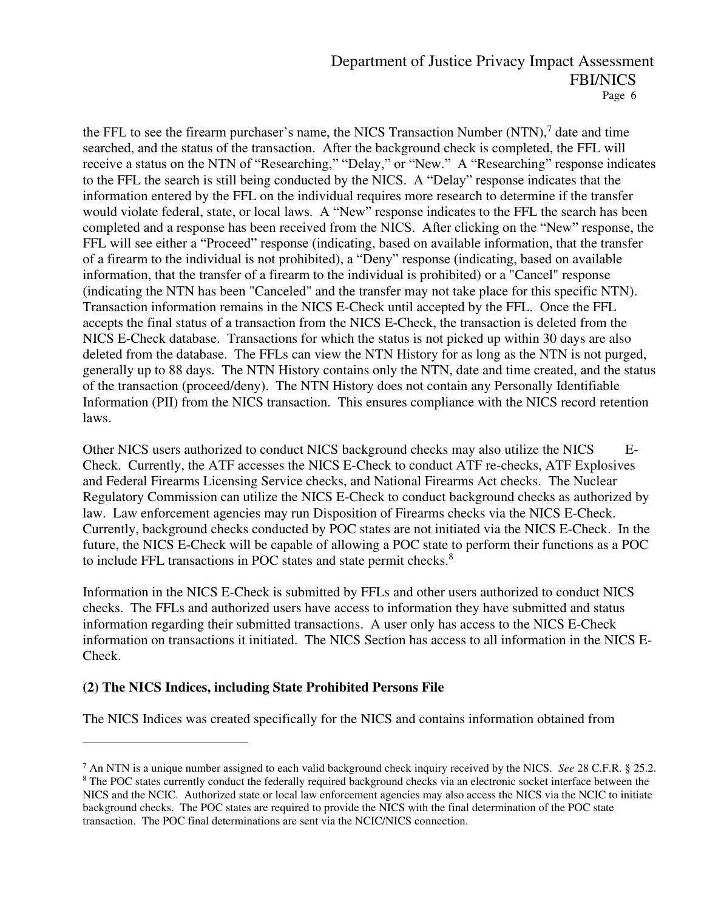the FFL to see the firearm purchaser's name, the NICS Transaction Number (NTN),[7] date and time searched, and the status of the transaction. After the background check is completed, the FFL will receive a status on the NTN of "Researching," "Delay," or "New." A "Researching" response indicates to the FFL the search is still being conducted by the NICS. A "Delay" response indicates that the information entered by the FFL on the individual requires more research to determine if the transfer would violate federal, state, or local laws. A "New" response indicates to the FFL the search has been completed and a response has been received from the NICS. After clicking on the "New" response, the FFL will see either a "Proceed" response (indicating, based on available information, that the transfer of a firearm to the individual is not prohibited), a "Deny" response (indicating, based on available information, that the transfer of a firearm to the individual is prohibited) or a "Cancel" response (indicating the NTN has been "Canceled" and the transfer may not take place for this specific NTN). Transaction information remains in the NICS E-Check until accepted by the FFL. Once the FFL accepts the final status of a transaction from the NICS E-Check, the transaction is deleted from the NICS E-Check database. Transactions for which the status is not picked up within 30 days are also deleted from the database. The FFLs can view the NTN History for as long as the NTN is not purged, generally up to 88 days. The NTN History contains only the NTN, date and time created, and the status of the transaction (proceed/deny). The NTN History does not contain any Personally Identifiable Information (PII) from the NICS transaction. This ensures compliance with the NICS record retention laws.

Other NICS users authorized to conduct NICS background checks may also utilize the NICS E-Check. Currently, the ATF accesses the NICS E-Check to conduct ATF re-checks, ATF Explosives and Federal Firearms Licensing Service checks, and National Firearms Act checks. The Nuclear Regulatory Commission can utilize the NICS E-Check to conduct background checks as authorized by law. Law enforcement agencies may run Disposition of Firearms checks via the NICS E-Check. Currently, background checks conducted by POC states are not initiated via the NICS E-Check. In the future, the NICS E-Check will be capable of allowing a POC state to perform their functions as a POC to include FFL transactions in POC states and state permit checks.[8]

Information in the NICS E-Check is submitted by FFLs and other users authorized to conduct NICS checks. The FFLs and authorized users have access to information they have submitted and status information regarding their submitted transactions. A user only has access to the NICS E-Check information on transactions it initiated. The NICS Section has access to all information in the NICS E-Check.

**(2) The NICS Indices, including State Prohibited Persons File**

The NICS Indices was created specifically for the NICS and contains information obtained from

---

[7] An NTN is a unique number assigned to each valid background check inquiry received by the NICS. *See* 28 C.F.R. § 25.2.

[8] The POC states currently conduct the federally required background checks via an electronic socket interface between the NICS and the NCIC. Authorized state or local law enforcement agencies may also access the NICS via the NCIC to initiate background checks. The POC states are required to provide the NICS with the final determination of the POC state transaction. The POC final determinations are sent via the NCIC/NICS connection.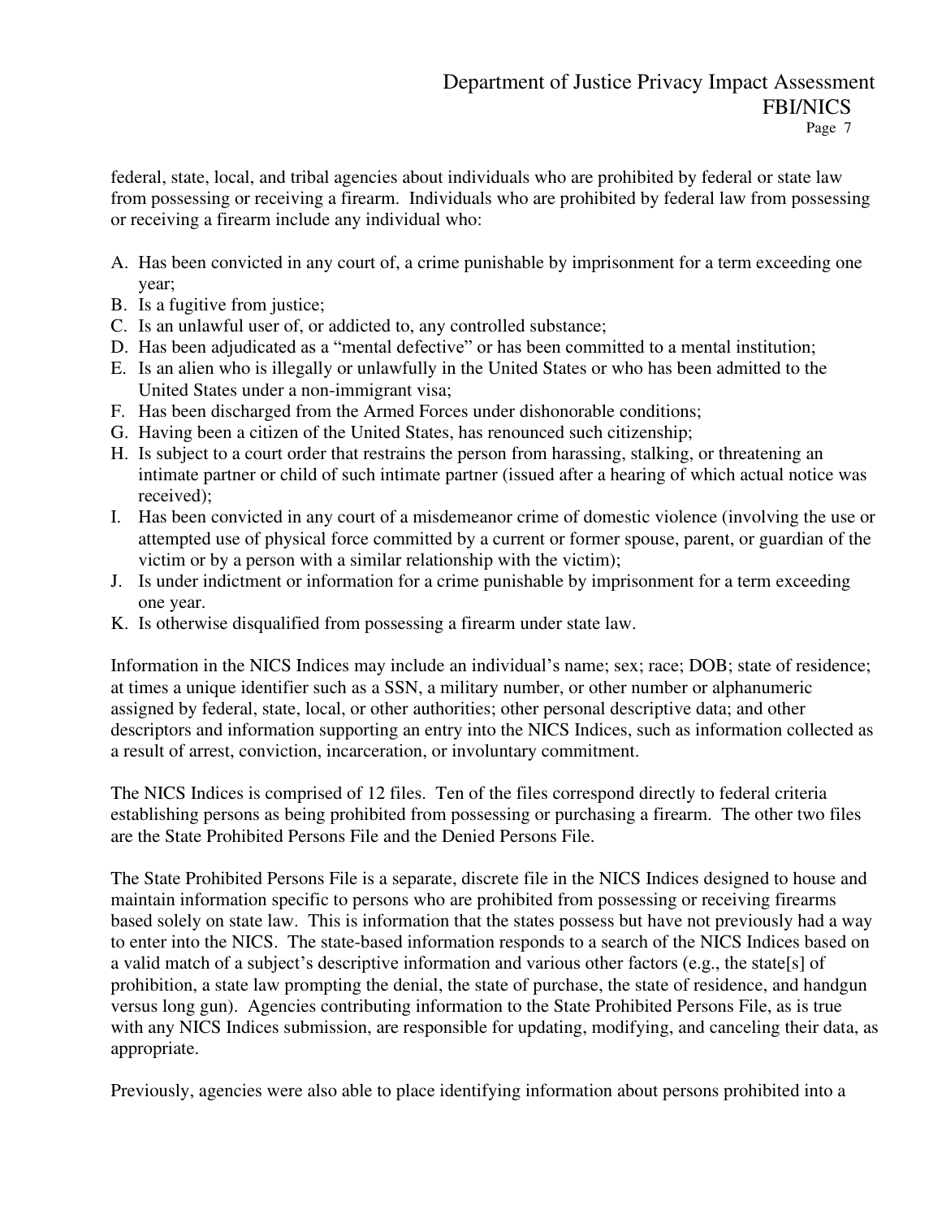federal, state, local, and tribal agencies about individuals who are prohibited by federal or state law from possessing or receiving a firearm. Individuals who are prohibited by federal law from possessing or receiving a firearm include any individual who:

A. Has been convicted in any court of, a crime punishable by imprisonment for a term exceeding one year;
B. Is a fugitive from justice;
C. Is an unlawful user of, or addicted to, any controlled substance;
D. Has been adjudicated as a "mental defective" or has been committed to a mental institution;
E. Is an alien who is illegally or unlawfully in the United States or who has been admitted to the United States under a non-immigrant visa;
F. Has been discharged from the Armed Forces under dishonorable conditions;
G. Having been a citizen of the United States, has renounced such citizenship;
H. Is subject to a court order that restrains the person from harassing, stalking, or threatening an intimate partner or child of such intimate partner (issued after a hearing of which actual notice was received);
I. Has been convicted in any court of a misdemeanor crime of domestic violence (involving the use or attempted use of physical force committed by a current or former spouse, parent, or guardian of the victim or by a person with a similar relationship with the victim);
J. Is under indictment or information for a crime punishable by imprisonment for a term exceeding one year.
K. Is otherwise disqualified from possessing a firearm under state law.

Information in the NICS Indices may include an individual's name; sex; race; DOB; state of residence; at times a unique identifier such as a SSN, a military number, or other number or alphanumeric assigned by federal, state, local, or other authorities; other personal descriptive data; and other descriptors and information supporting an entry into the NICS Indices, such as information collected as a result of arrest, conviction, incarceration, or involuntary commitment.

The NICS Indices is comprised of 12 files. Ten of the files correspond directly to federal criteria establishing persons as being prohibited from possessing or purchasing a firearm. The other two files are the State Prohibited Persons File and the Denied Persons File.

The State Prohibited Persons File is a separate, discrete file in the NICS Indices designed to house and maintain information specific to persons who are prohibited from possessing or receiving firearms based solely on state law. This is information that the states possess but have not previously had a way to enter into the NICS. The state-based information responds to a search of the NICS Indices based on a valid match of a subject's descriptive information and various other factors (e.g., the state[s] of prohibition, a state law prompting the denial, the state of purchase, the state of residence, and handgun versus long gun). Agencies contributing information to the State Prohibited Persons File, as is true with any NICS Indices submission, are responsible for updating, modifying, and canceling their data, as appropriate.

Previously, agencies were also able to place identifying information about persons prohibited into a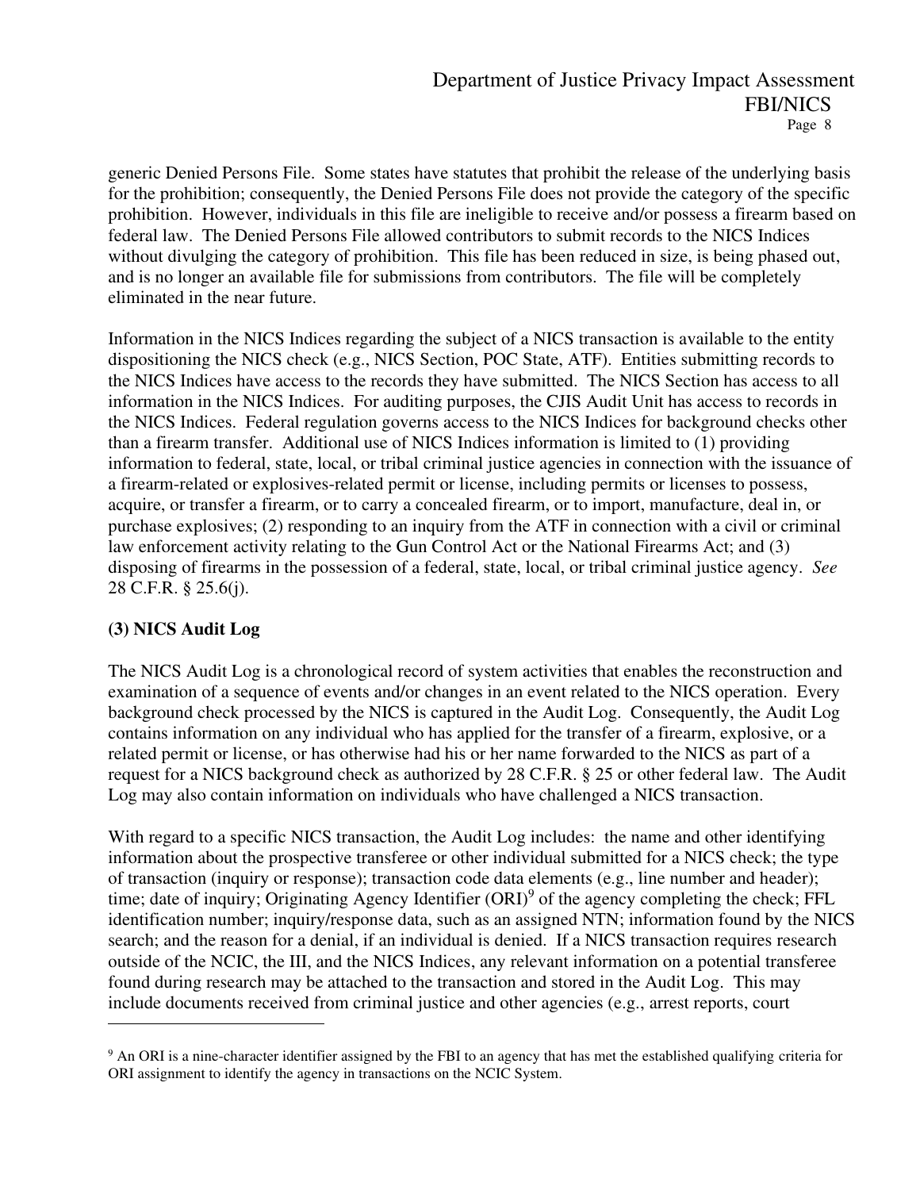generic Denied Persons File. Some states have statutes that prohibit the release of the underlying basis for the prohibition; consequently, the Denied Persons File does not provide the category of the specific prohibition. However, individuals in this file are ineligible to receive and/or possess a firearm based on federal law. The Denied Persons File allowed contributors to submit records to the NICS Indices without divulging the category of prohibition. This file has been reduced in size, is being phased out, and is no longer an available file for submissions from contributors. The file will be completely eliminated in the near future.

Information in the NICS Indices regarding the subject of a NICS transaction is available to the entity dispositioning the NICS check (e.g., NICS Section, POC State, ATF). Entities submitting records to the NICS Indices have access to the records they have submitted. The NICS Section has access to all information in the NICS Indices. For auditing purposes, the CJIS Audit Unit has access to records in the NICS Indices. Federal regulation governs access to the NICS Indices for background checks other than a firearm transfer. Additional use of NICS Indices information is limited to (1) providing information to federal, state, local, or tribal criminal justice agencies in connection with the issuance of a firearm-related or explosives-related permit or license, including permits or licenses to possess, acquire, or transfer a firearm, or to carry a concealed firearm, or to import, manufacture, deal in, or purchase explosives; (2) responding to an inquiry from the ATF in connection with a civil or criminal law enforcement activity relating to the Gun Control Act or the National Firearms Act; and (3) disposing of firearms in the possession of a federal, state, local, or tribal criminal justice agency. *See* 28 C.F.R. § 25.6(j).

**(3) NICS Audit Log**

The NICS Audit Log is a chronological record of system activities that enables the reconstruction and examination of a sequence of events and/or changes in an event related to the NICS operation. Every background check processed by the NICS is captured in the Audit Log. Consequently, the Audit Log contains information on any individual who has applied for the transfer of a firearm, explosive, or a related permit or license, or has otherwise had his or her name forwarded to the NICS as part of a request for a NICS background check as authorized by 28 C.F.R. § 25 or other federal law. The Audit Log may also contain information on individuals who have challenged a NICS transaction.

With regard to a specific NICS transaction, the Audit Log includes: the name and other identifying information about the prospective transferee or other individual submitted for a NICS check; the type of transaction (inquiry or response); transaction code data elements (e.g., line number and header); time; date of inquiry; Originating Agency Identifier (ORI)[9] of the agency completing the check; FFL identification number; inquiry/response data, such as an assigned NTN; information found by the NICS search; and the reason for a denial, if an individual is denied. If a NICS transaction requires research outside of the NCIC, the III, and the NICS Indices, any relevant information on a potential transferee found during research may be attached to the transaction and stored in the Audit Log. This may include documents received from criminal justice and other agencies (e.g., arrest reports, court

[9] An ORI is a nine-character identifier assigned by the FBI to an agency that has met the established qualifying criteria for ORI assignment to identify the agency in transactions on the NCIC System.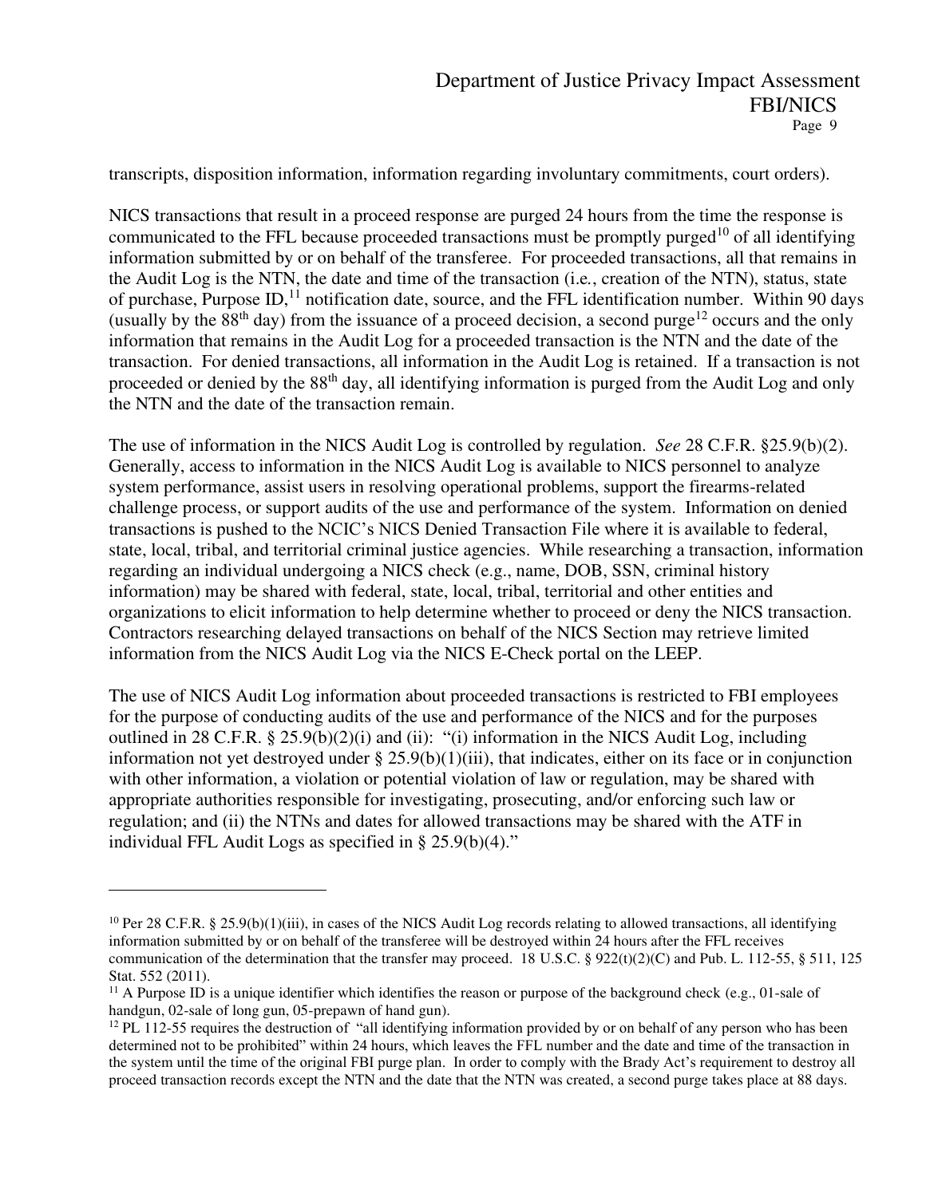transcripts, disposition information, information regarding involuntary commitments, court orders).

NICS transactions that result in a proceed response are purged 24 hours from the time the response is communicated to the FFL because proceeded transactions must be promptly purged[10] of all identifying information submitted by or on behalf of the transferee. For proceeded transactions, all that remains in the Audit Log is the NTN, the date and time of the transaction (i.e., creation of the NTN), status, state of purchase, Purpose ID,[11] notification date, source, and the FFL identification number. Within 90 days (usually by the 88th day) from the issuance of a proceed decision, a second purge[12] occurs and the only information that remains in the Audit Log for a proceeded transaction is the NTN and the date of the transaction. For denied transactions, all information in the Audit Log is retained. If a transaction is not proceeded or denied by the 88th day, all identifying information is purged from the Audit Log and only the NTN and the date of the transaction remain.

The use of information in the NICS Audit Log is controlled by regulation. *See* 28 C.F.R. §25.9(b)(2). Generally, access to information in the NICS Audit Log is available to NICS personnel to analyze system performance, assist users in resolving operational problems, support the firearms-related challenge process, or support audits of the use and performance of the system. Information on denied transactions is pushed to the NCIC's NICS Denied Transaction File where it is available to federal, state, local, tribal, and territorial criminal justice agencies. While researching a transaction, information regarding an individual undergoing a NICS check (e.g., name, DOB, SSN, criminal history information) may be shared with federal, state, local, tribal, territorial and other entities and organizations to elicit information to help determine whether to proceed or deny the NICS transaction. Contractors researching delayed transactions on behalf of the NICS Section may retrieve limited information from the NICS Audit Log via the NICS E-Check portal on the LEEP.

The use of NICS Audit Log information about proceeded transactions is restricted to FBI employees for the purpose of conducting audits of the use and performance of the NICS and for the purposes outlined in 28 C.F.R. § 25.9(b)(2)(i) and (ii): "(i) information in the NICS Audit Log, including information not yet destroyed under § 25.9(b)(1)(iii), that indicates, either on its face or in conjunction with other information, a violation or potential violation of law or regulation, may be shared with appropriate authorities responsible for investigating, prosecuting, and/or enforcing such law or regulation; and (ii) the NTNs and dates for allowed transactions may be shared with the ATF in individual FFL Audit Logs as specified in § 25.9(b)(4)."

---

[10] Per 28 C.F.R. § 25.9(b)(1)(iii), in cases of the NICS Audit Log records relating to allowed transactions, all identifying information submitted by or on behalf of the transferee will be destroyed within 24 hours after the FFL receives communication of the determination that the transfer may proceed. 18 U.S.C. § 922(t)(2)(C) and Pub. L. 112-55, § 511, 125 Stat. 552 (2011).

[11] A Purpose ID is a unique identifier which identifies the reason or purpose of the background check (e.g., 01-sale of handgun, 02-sale of long gun, 05-prepawn of hand gun).

[12] PL 112-55 requires the destruction of "all identifying information provided by or on behalf of any person who has been determined not to be prohibited" within 24 hours, which leaves the FFL number and the date and time of the transaction in the system until the time of the original FBI purge plan. In order to comply with the Brady Act's requirement to destroy all proceed transaction records except the NTN and the date that the NTN was created, a second purge takes place at 88 days.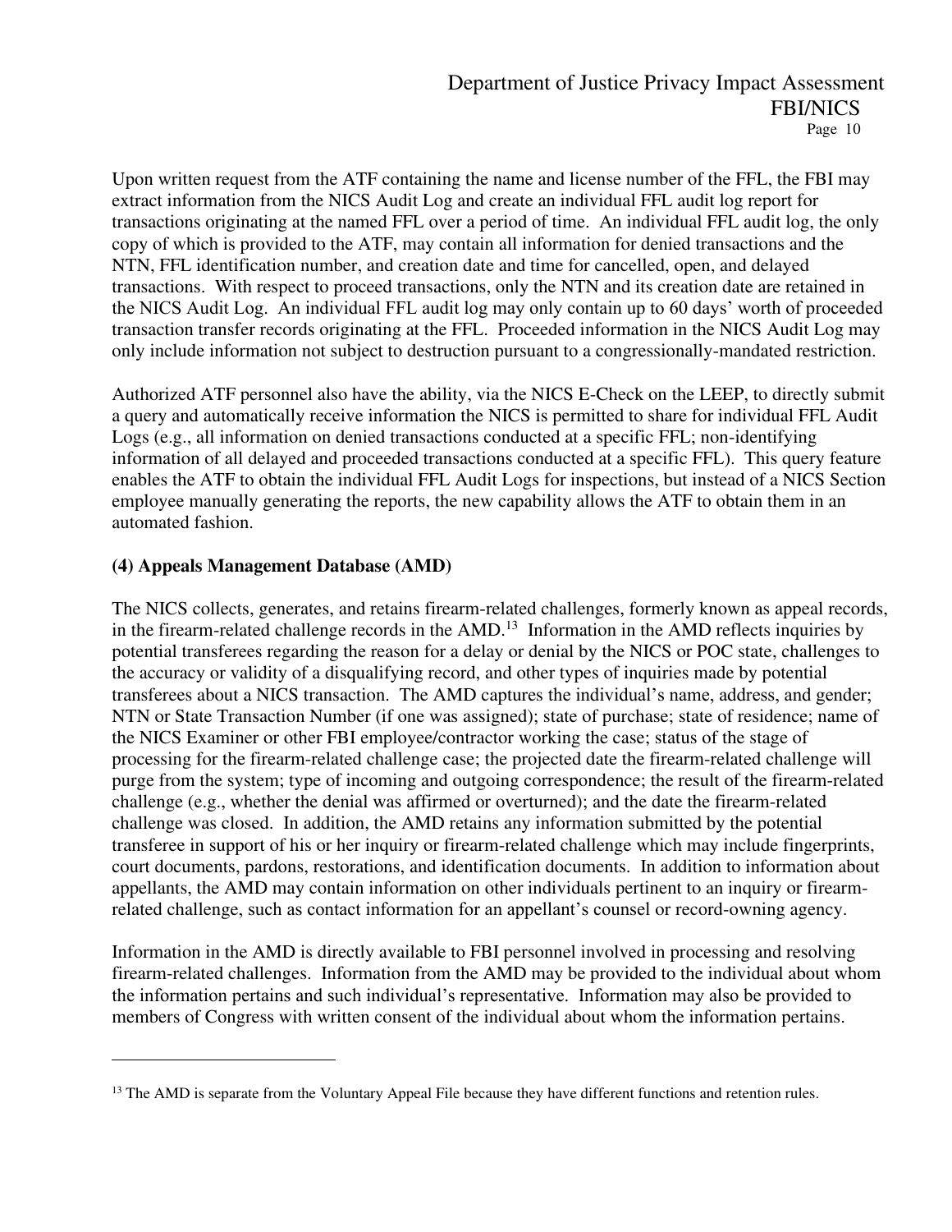Upon written request from the ATF containing the name and license number of the FFL, the FBI may extract information from the NICS Audit Log and create an individual FFL audit log report for transactions originating at the named FFL over a period of time. An individual FFL audit log, the only copy of which is provided to the ATF, may contain all information for denied transactions and the NTN, FFL identification number, and creation date and time for cancelled, open, and delayed transactions. With respect to proceed transactions, only the NTN and its creation date are retained in the NICS Audit Log. An individual FFL audit log may only contain up to 60 days' worth of proceeded transaction transfer records originating at the FFL. Proceeded information in the NICS Audit Log may only include information not subject to destruction pursuant to a congressionally-mandated restriction.

Authorized ATF personnel also have the ability, via the NICS E-Check on the LEEP, to directly submit a query and automatically receive information the NICS is permitted to share for individual FFL Audit Logs (e.g., all information on denied transactions conducted at a specific FFL; non-identifying information of all delayed and proceeded transactions conducted at a specific FFL). This query feature enables the ATF to obtain the individual FFL Audit Logs for inspections, but instead of a NICS Section employee manually generating the reports, the new capability allows the ATF to obtain them in an automated fashion.

### (4) Appeals Management Database (AMD)

The NICS collects, generates, and retains firearm-related challenges, formerly known as appeal records, in the firearm-related challenge records in the AMD.[13] Information in the AMD reflects inquiries by potential transferees regarding the reason for a delay or denial by the NICS or POC state, challenges to the accuracy or validity of a disqualifying record, and other types of inquiries made by potential transferees about a NICS transaction. The AMD captures the individual's name, address, and gender; NTN or State Transaction Number (if one was assigned); state of purchase; state of residence; name of the NICS Examiner or other FBI employee/contractor working the case; status of the stage of processing for the firearm-related challenge case; the projected date the firearm-related challenge will purge from the system; type of incoming and outgoing correspondence; the result of the firearm-related challenge (e.g., whether the denial was affirmed or overturned); and the date the firearm-related challenge was closed. In addition, the AMD retains any information submitted by the potential transferee in support of his or her inquiry or firearm-related challenge which may include fingerprints, court documents, pardons, restorations, and identification documents. In addition to information about appellants, the AMD may contain information on other individuals pertinent to an inquiry or firearm-related challenge, such as contact information for an appellant's counsel or record-owning agency.

Information in the AMD is directly available to FBI personnel involved in processing and resolving firearm-related challenges. Information from the AMD may be provided to the individual about whom the information pertains and such individual's representative. Information may also be provided to members of Congress with written consent of the individual about whom the information pertains.

---

[13] The AMD is separate from the Voluntary Appeal File because they have different functions and retention rules.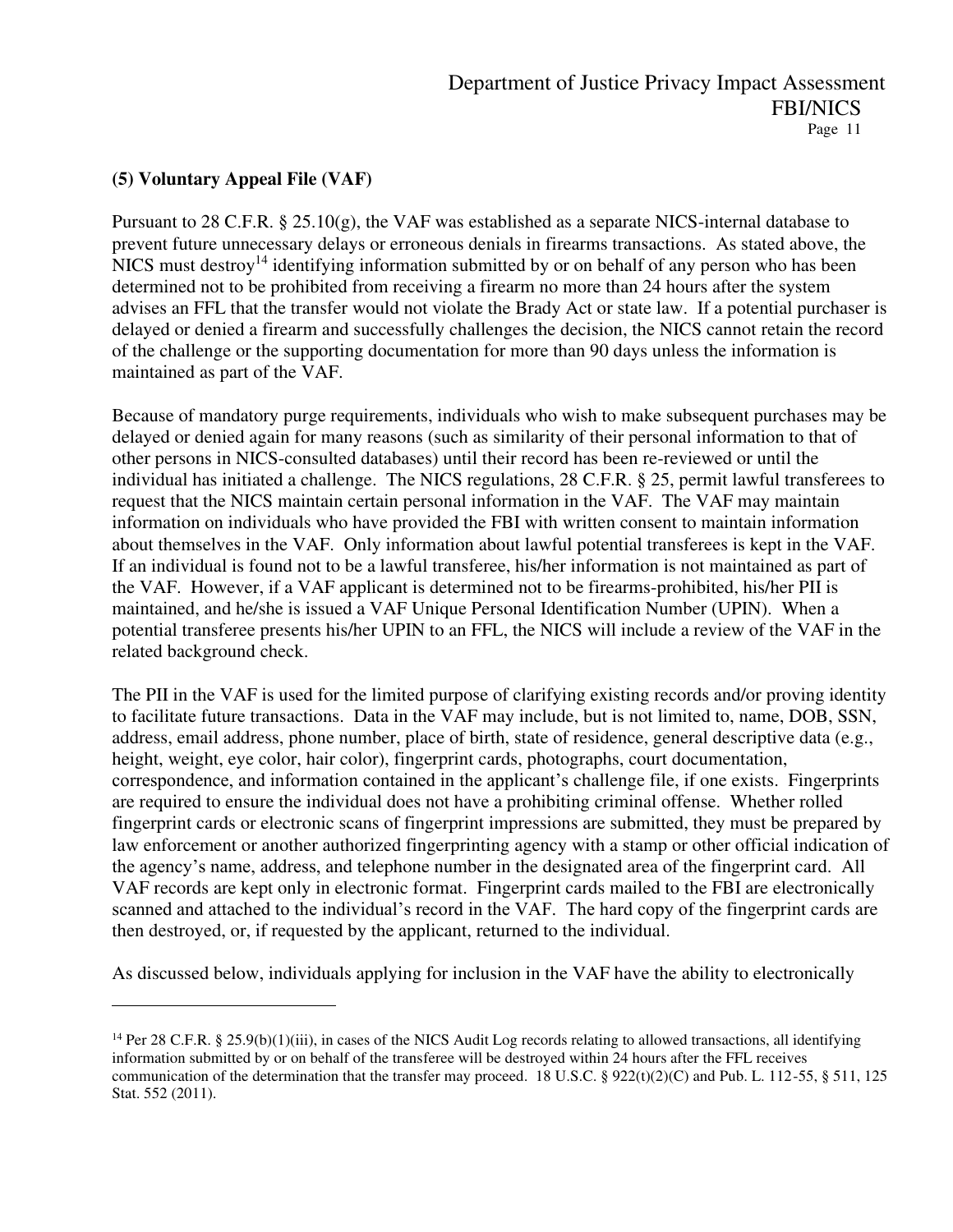**(5) Voluntary Appeal File (VAF)**

Pursuant to 28 C.F.R. § 25.10(g), the VAF was established as a separate NICS-internal database to prevent future unnecessary delays or erroneous denials in firearms transactions. As stated above, the NICS must destroy[14] identifying information submitted by or on behalf of any person who has been determined not to be prohibited from receiving a firearm no more than 24 hours after the system advises an FFL that the transfer would not violate the Brady Act or state law. If a potential purchaser is delayed or denied a firearm and successfully challenges the decision, the NICS cannot retain the record of the challenge or the supporting documentation for more than 90 days unless the information is maintained as part of the VAF.

Because of mandatory purge requirements, individuals who wish to make subsequent purchases may be delayed or denied again for many reasons (such as similarity of their personal information to that of other persons in NICS-consulted databases) until their record has been re-reviewed or until the individual has initiated a challenge. The NICS regulations, 28 C.F.R. § 25, permit lawful transferees to request that the NICS maintain certain personal information in the VAF. The VAF may maintain information on individuals who have provided the FBI with written consent to maintain information about themselves in the VAF. Only information about lawful potential transferees is kept in the VAF. If an individual is found not to be a lawful transferee, his/her information is not maintained as part of the VAF. However, if a VAF applicant is determined not to be firearms-prohibited, his/her PII is maintained, and he/she is issued a VAF Unique Personal Identification Number (UPIN). When a potential transferee presents his/her UPIN to an FFL, the NICS will include a review of the VAF in the related background check.

The PII in the VAF is used for the limited purpose of clarifying existing records and/or proving identity to facilitate future transactions. Data in the VAF may include, but is not limited to, name, DOB, SSN, address, email address, phone number, place of birth, state of residence, general descriptive data (e.g., height, weight, eye color, hair color), fingerprint cards, photographs, court documentation, correspondence, and information contained in the applicant's challenge file, if one exists. Fingerprints are required to ensure the individual does not have a prohibiting criminal offense. Whether rolled fingerprint cards or electronic scans of fingerprint impressions are submitted, they must be prepared by law enforcement or another authorized fingerprinting agency with a stamp or other official indication of the agency's name, address, and telephone number in the designated area of the fingerprint card. All VAF records are kept only in electronic format. Fingerprint cards mailed to the FBI are electronically scanned and attached to the individual's record in the VAF. The hard copy of the fingerprint cards are then destroyed, or, if requested by the applicant, returned to the individual.

As discussed below, individuals applying for inclusion in the VAF have the ability to electronically

---

[14] Per 28 C.F.R. § 25.9(b)(1)(iii), in cases of the NICS Audit Log records relating to allowed transactions, all identifying information submitted by or on behalf of the transferee will be destroyed within 24 hours after the FFL receives communication of the determination that the transfer may proceed. 18 U.S.C. § 922(t)(2)(C) and Pub. L. 112-55, § 511, 125 Stat. 552 (2011).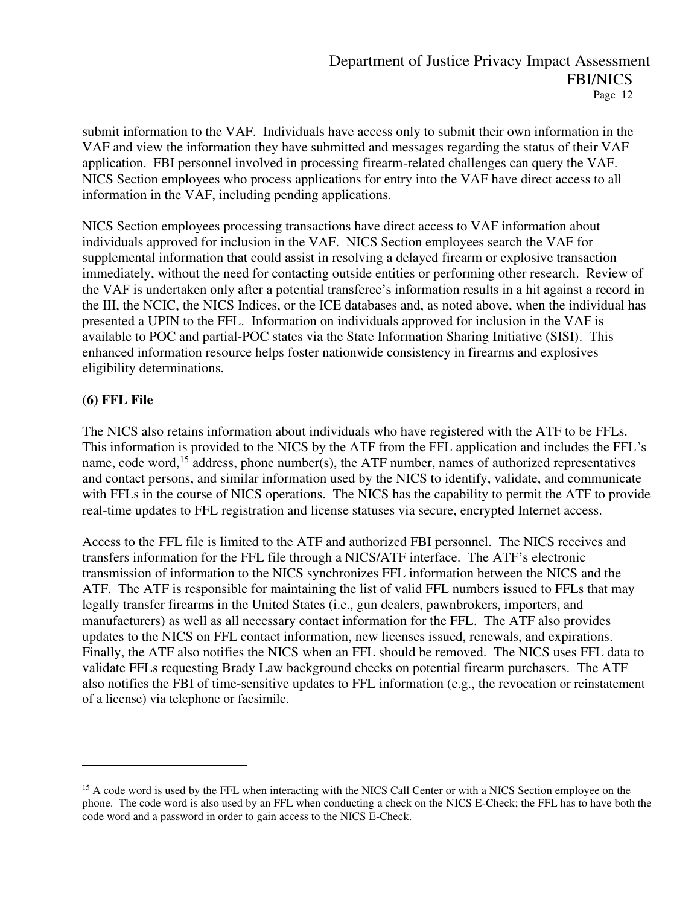submit information to the VAF. Individuals have access only to submit their own information in the VAF and view the information they have submitted and messages regarding the status of their VAF application. FBI personnel involved in processing firearm-related challenges can query the VAF. NICS Section employees who process applications for entry into the VAF have direct access to all information in the VAF, including pending applications.

NICS Section employees processing transactions have direct access to VAF information about individuals approved for inclusion in the VAF. NICS Section employees search the VAF for supplemental information that could assist in resolving a delayed firearm or explosive transaction immediately, without the need for contacting outside entities or performing other research. Review of the VAF is undertaken only after a potential transferee's information results in a hit against a record in the III, the NCIC, the NICS Indices, or the ICE databases and, as noted above, when the individual has presented a UPIN to the FFL. Information on individuals approved for inclusion in the VAF is available to POC and partial-POC states via the State Information Sharing Initiative (SISI). This enhanced information resource helps foster nationwide consistency in firearms and explosives eligibility determinations.

**(6) FFL File**

The NICS also retains information about individuals who have registered with the ATF to be FFLs. This information is provided to the NICS by the ATF from the FFL application and includes the FFL's name, code word,[15] address, phone number(s), the ATF number, names of authorized representatives and contact persons, and similar information used by the NICS to identify, validate, and communicate with FFLs in the course of NICS operations. The NICS has the capability to permit the ATF to provide real-time updates to FFL registration and license statuses via secure, encrypted Internet access.

Access to the FFL file is limited to the ATF and authorized FBI personnel. The NICS receives and transfers information for the FFL file through a NICS/ATF interface. The ATF's electronic transmission of information to the NICS synchronizes FFL information between the NICS and the ATF. The ATF is responsible for maintaining the list of valid FFL numbers issued to FFLs that may legally transfer firearms in the United States (i.e., gun dealers, pawnbrokers, importers, and manufacturers) as well as all necessary contact information for the FFL. The ATF also provides updates to the NICS on FFL contact information, new licenses issued, renewals, and expirations. Finally, the ATF also notifies the NICS when an FFL should be removed. The NICS uses FFL data to validate FFLs requesting Brady Law background checks on potential firearm purchasers. The ATF also notifies the FBI of time-sensitive updates to FFL information (e.g., the revocation or reinstatement of a license) via telephone or facsimile.

---

[15] A code word is used by the FFL when interacting with the NICS Call Center or with a NICS Section employee on the phone. The code word is also used by an FFL when conducting a check on the NICS E-Check; the FFL has to have both the code word and a password in order to gain access to the NICS E-Check.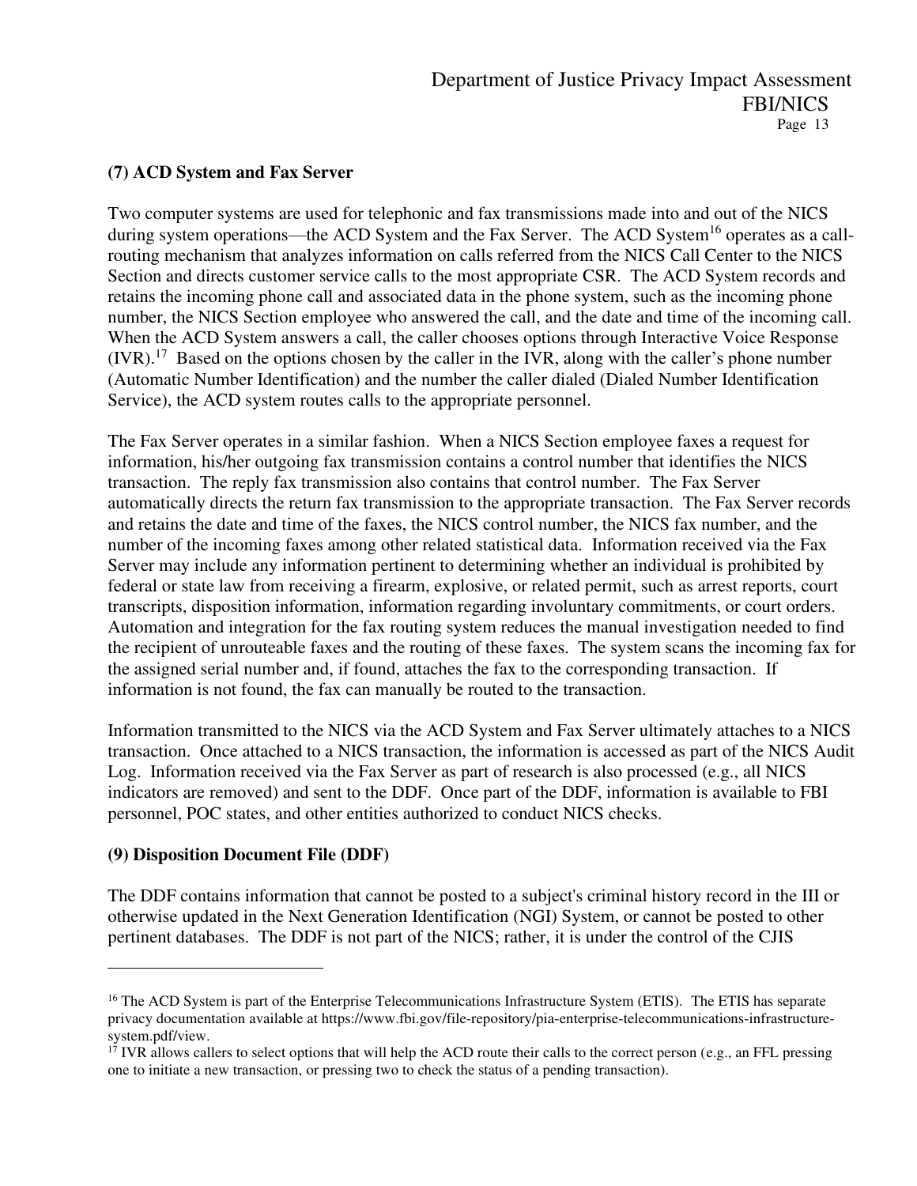**(7) ACD System and Fax Server**

Two computer systems are used for telephonic and fax transmissions made into and out of the NICS during system operations—the ACD System and the Fax Server. The ACD System[16] operates as a call-routing mechanism that analyzes information on calls referred from the NICS Call Center to the NICS Section and directs customer service calls to the most appropriate CSR. The ACD System records and retains the incoming phone call and associated data in the phone system, such as the incoming phone number, the NICS Section employee who answered the call, and the date and time of the incoming call. When the ACD System answers a call, the caller chooses options through Interactive Voice Response (IVR).[17] Based on the options chosen by the caller in the IVR, along with the caller's phone number (Automatic Number Identification) and the number the caller dialed (Dialed Number Identification Service), the ACD system routes calls to the appropriate personnel.

The Fax Server operates in a similar fashion. When a NICS Section employee faxes a request for information, his/her outgoing fax transmission contains a control number that identifies the NICS transaction. The reply fax transmission also contains that control number. The Fax Server automatically directs the return fax transmission to the appropriate transaction. The Fax Server records and retains the date and time of the faxes, the NICS control number, the NICS fax number, and the number of the incoming faxes among other related statistical data. Information received via the Fax Server may include any information pertinent to determining whether an individual is prohibited by federal or state law from receiving a firearm, explosive, or related permit, such as arrest reports, court transcripts, disposition information, information regarding involuntary commitments, or court orders. Automation and integration for the fax routing system reduces the manual investigation needed to find the recipient of unrouteable faxes and the routing of these faxes. The system scans the incoming fax for the assigned serial number and, if found, attaches the fax to the corresponding transaction. If information is not found, the fax can manually be routed to the transaction.

Information transmitted to the NICS via the ACD System and Fax Server ultimately attaches to a NICS transaction. Once attached to a NICS transaction, the information is accessed as part of the NICS Audit Log. Information received via the Fax Server as part of research is also processed (e.g., all NICS indicators are removed) and sent to the DDF. Once part of the DDF, information is available to FBI personnel, POC states, and other entities authorized to conduct NICS checks.

**(9) Disposition Document File (DDF)**

The DDF contains information that cannot be posted to a subject's criminal history record in the III or otherwise updated in the Next Generation Identification (NGI) System, or cannot be posted to other pertinent databases. The DDF is not part of the NICS; rather, it is under the control of the CJIS

---

[16] The ACD System is part of the Enterprise Telecommunications Infrastructure System (ETIS). The ETIS has separate privacy documentation available at https://www.fbi.gov/file-repository/pia-enterprise-telecommunications-infrastructure-system.pdf/view.

[17] IVR allows callers to select options that will help the ACD route their calls to the correct person (e.g., an FFL pressing one to initiate a new transaction, or pressing two to check the status of a pending transaction).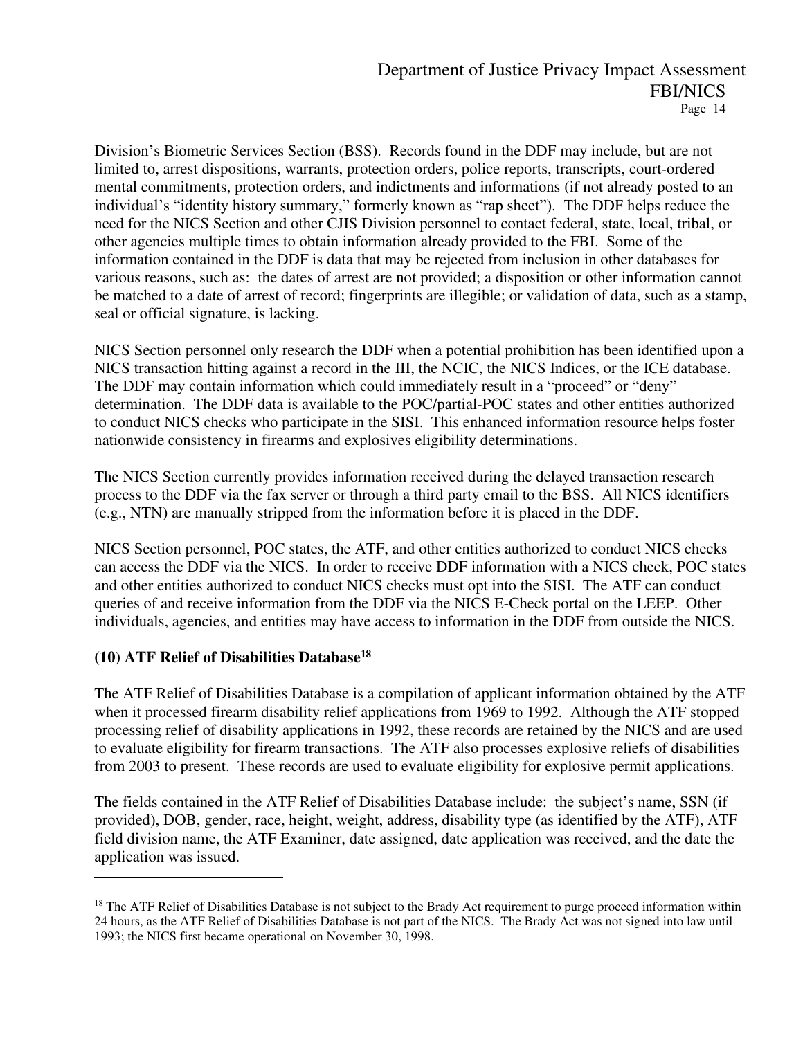Division's Biometric Services Section (BSS). Records found in the DDF may include, but are not limited to, arrest dispositions, warrants, protection orders, police reports, transcripts, court-ordered mental commitments, protection orders, and indictments and informations (if not already posted to an individual's "identity history summary," formerly known as "rap sheet"). The DDF helps reduce the need for the NICS Section and other CJIS Division personnel to contact federal, state, local, tribal, or other agencies multiple times to obtain information already provided to the FBI. Some of the information contained in the DDF is data that may be rejected from inclusion in other databases for various reasons, such as: the dates of arrest are not provided; a disposition or other information cannot be matched to a date of arrest of record; fingerprints are illegible; or validation of data, such as a stamp, seal or official signature, is lacking.

NICS Section personnel only research the DDF when a potential prohibition has been identified upon a NICS transaction hitting against a record in the III, the NCIC, the NICS Indices, or the ICE database. The DDF may contain information which could immediately result in a "proceed" or "deny" determination. The DDF data is available to the POC/partial-POC states and other entities authorized to conduct NICS checks who participate in the SISI. This enhanced information resource helps foster nationwide consistency in firearms and explosives eligibility determinations.

The NICS Section currently provides information received during the delayed transaction research process to the DDF via the fax server or through a third party email to the BSS. All NICS identifiers (e.g., NTN) are manually stripped from the information before it is placed in the DDF.

NICS Section personnel, POC states, the ATF, and other entities authorized to conduct NICS checks can access the DDF via the NICS. In order to receive DDF information with a NICS check, POC states and other entities authorized to conduct NICS checks must opt into the SISI. The ATF can conduct queries of and receive information from the DDF via the NICS E-Check portal on the LEEP. Other individuals, agencies, and entities may have access to information in the DDF from outside the NICS.

**(10) ATF Relief of Disabilities Database[18]**

The ATF Relief of Disabilities Database is a compilation of applicant information obtained by the ATF when it processed firearm disability relief applications from 1969 to 1992. Although the ATF stopped processing relief of disability applications in 1992, these records are retained by the NICS and are used to evaluate eligibility for firearm transactions. The ATF also processes explosive reliefs of disabilities from 2003 to present. These records are used to evaluate eligibility for explosive permit applications.

The fields contained in the ATF Relief of Disabilities Database include: the subject's name, SSN (if provided), DOB, gender, race, height, weight, address, disability type (as identified by the ATF), ATF field division name, the ATF Examiner, date assigned, date application was received, and the date the application was issued.

---

[18] The ATF Relief of Disabilities Database is not subject to the Brady Act requirement to purge proceed information within 24 hours, as the ATF Relief of Disabilities Database is not part of the NICS. The Brady Act was not signed into law until 1993; the NICS first became operational on November 30, 1998.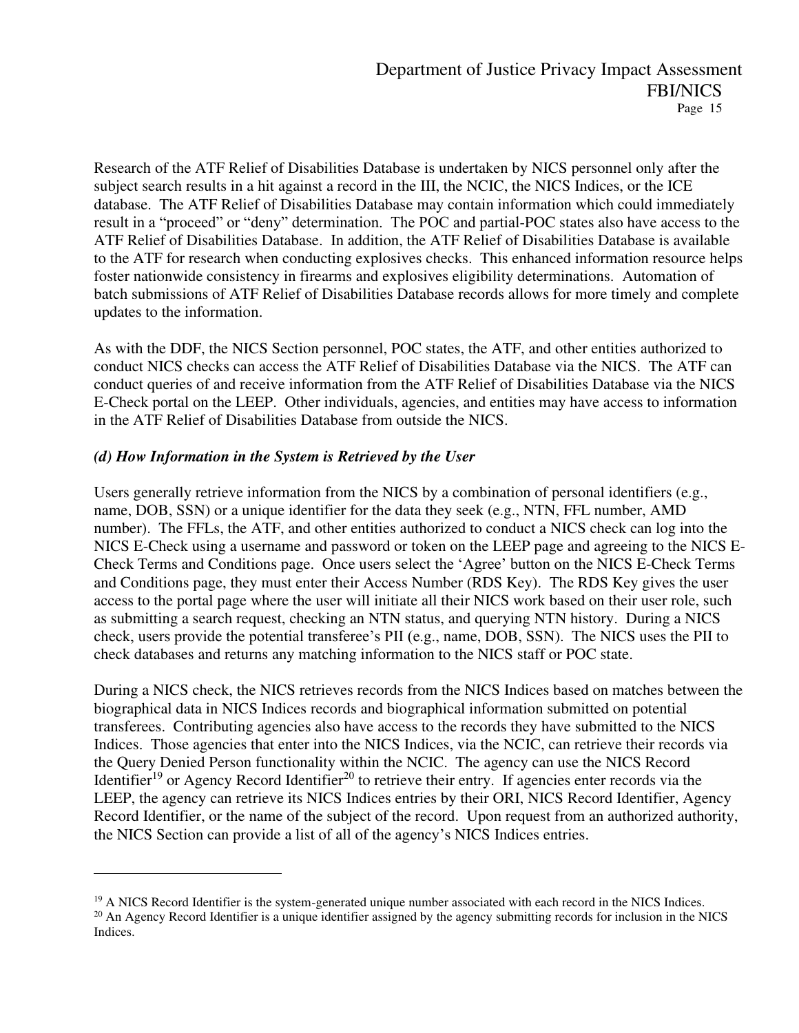Research of the ATF Relief of Disabilities Database is undertaken by NICS personnel only after the subject search results in a hit against a record in the III, the NCIC, the NICS Indices, or the ICE database. The ATF Relief of Disabilities Database may contain information which could immediately result in a "proceed" or "deny" determination. The POC and partial-POC states also have access to the ATF Relief of Disabilities Database. In addition, the ATF Relief of Disabilities Database is available to the ATF for research when conducting explosives checks. This enhanced information resource helps foster nationwide consistency in firearms and explosives eligibility determinations. Automation of batch submissions of ATF Relief of Disabilities Database records allows for more timely and complete updates to the information.

As with the DDF, the NICS Section personnel, POC states, the ATF, and other entities authorized to conduct NICS checks can access the ATF Relief of Disabilities Database via the NICS. The ATF can conduct queries of and receive information from the ATF Relief of Disabilities Database via the NICS E-Check portal on the LEEP. Other individuals, agencies, and entities may have access to information in the ATF Relief of Disabilities Database from outside the NICS.

### *(d) How Information in the System is Retrieved by the User*

Users generally retrieve information from the NICS by a combination of personal identifiers (e.g., name, DOB, SSN) or a unique identifier for the data they seek (e.g., NTN, FFL number, AMD number). The FFLs, the ATF, and other entities authorized to conduct a NICS check can log into the NICS E-Check using a username and password or token on the LEEP page and agreeing to the NICS E-Check Terms and Conditions page. Once users select the 'Agree' button on the NICS E-Check Terms and Conditions page, they must enter their Access Number (RDS Key). The RDS Key gives the user access to the portal page where the user will initiate all their NICS work based on their user role, such as submitting a search request, checking an NTN status, and querying NTN history. During a NICS check, users provide the potential transferee's PII (e.g., name, DOB, SSN). The NICS uses the PII to check databases and returns any matching information to the NICS staff or POC state.

During a NICS check, the NICS retrieves records from the NICS Indices based on matches between the biographical data in NICS Indices records and biographical information submitted on potential transferees. Contributing agencies also have access to the records they have submitted to the NICS Indices. Those agencies that enter into the NICS Indices, via the NCIC, can retrieve their records via the Query Denied Person functionality within the NCIC. The agency can use the NICS Record Identifier[19] or Agency Record Identifier[20] to retrieve their entry. If agencies enter records via the LEEP, the agency can retrieve its NICS Indices entries by their ORI, NICS Record Identifier, Agency Record Identifier, or the name of the subject of the record. Upon request from an authorized authority, the NICS Section can provide a list of all of the agency's NICS Indices entries.

---

[19] A NICS Record Identifier is the system-generated unique number associated with each record in the NICS Indices.

[20] An Agency Record Identifier is a unique identifier assigned by the agency submitting records for inclusion in the NICS Indices.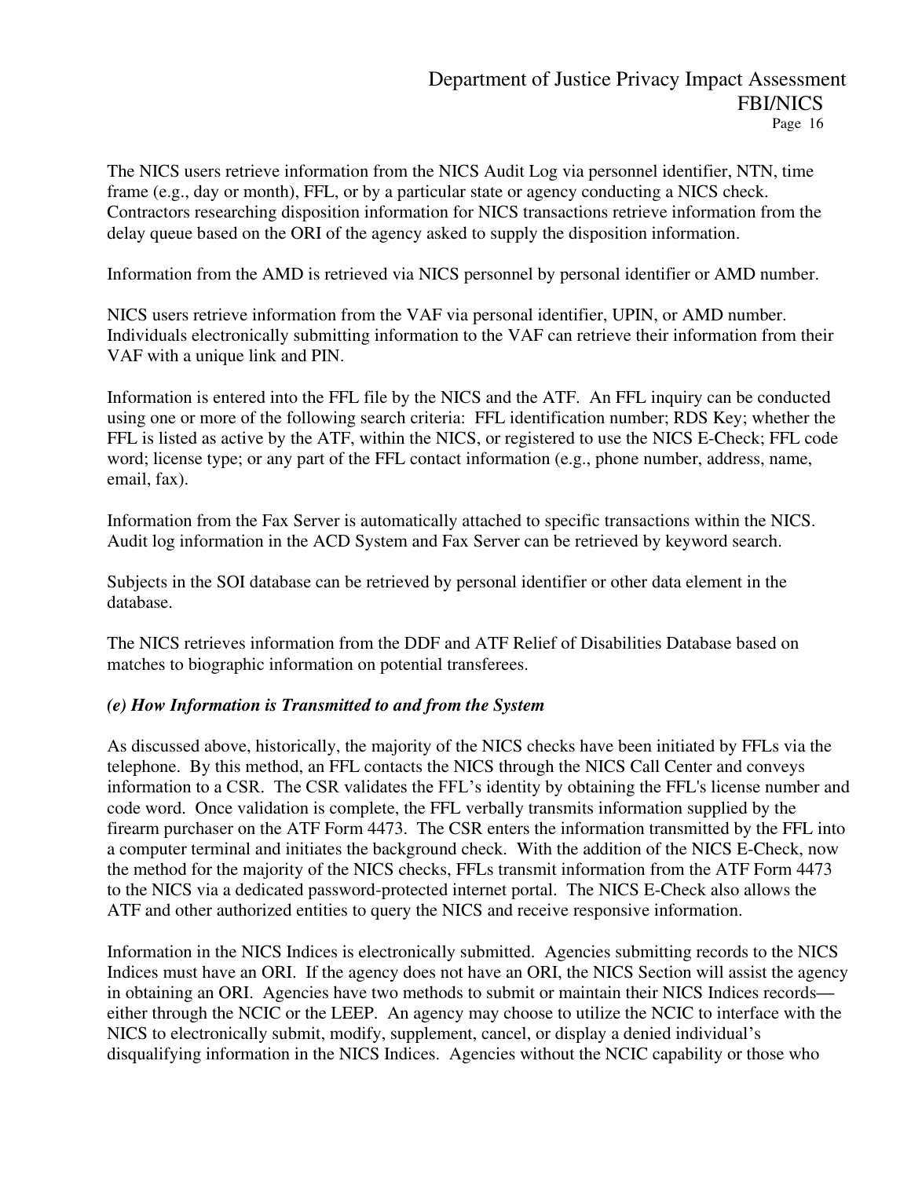The NICS users retrieve information from the NICS Audit Log via personnel identifier, NTN, time frame (e.g., day or month), FFL, or by a particular state or agency conducting a NICS check. Contractors researching disposition information for NICS transactions retrieve information from the delay queue based on the ORI of the agency asked to supply the disposition information.

Information from the AMD is retrieved via NICS personnel by personal identifier or AMD number.

NICS users retrieve information from the VAF via personal identifier, UPIN, or AMD number. Individuals electronically submitting information to the VAF can retrieve their information from their VAF with a unique link and PIN.

Information is entered into the FFL file by the NICS and the ATF. An FFL inquiry can be conducted using one or more of the following search criteria: FFL identification number; RDS Key; whether the FFL is listed as active by the ATF, within the NICS, or registered to use the NICS E-Check; FFL code word; license type; or any part of the FFL contact information (e.g., phone number, address, name, email, fax).

Information from the Fax Server is automatically attached to specific transactions within the NICS. Audit log information in the ACD System and Fax Server can be retrieved by keyword search.

Subjects in the SOI database can be retrieved by personal identifier or other data element in the database.

The NICS retrieves information from the DDF and ATF Relief of Disabilities Database based on matches to biographic information on potential transferees.

***(e) How Information is Transmitted to and from the System***

As discussed above, historically, the majority of the NICS checks have been initiated by FFLs via the telephone. By this method, an FFL contacts the NICS through the NICS Call Center and conveys information to a CSR. The CSR validates the FFL's identity by obtaining the FFL's license number and code word. Once validation is complete, the FFL verbally transmits information supplied by the firearm purchaser on the ATF Form 4473. The CSR enters the information transmitted by the FFL into a computer terminal and initiates the background check. With the addition of the NICS E-Check, now the method for the majority of the NICS checks, FFLs transmit information from the ATF Form 4473 to the NICS via a dedicated password-protected internet portal. The NICS E-Check also allows the ATF and other authorized entities to query the NICS and receive responsive information.

Information in the NICS Indices is electronically submitted. Agencies submitting records to the NICS Indices must have an ORI. If the agency does not have an ORI, the NICS Section will assist the agency in obtaining an ORI. Agencies have two methods to submit or maintain their NICS Indices records—either through the NCIC or the LEEP. An agency may choose to utilize the NCIC to interface with the NICS to electronically submit, modify, supplement, cancel, or display a denied individual's disqualifying information in the NICS Indices. Agencies without the NCIC capability or those who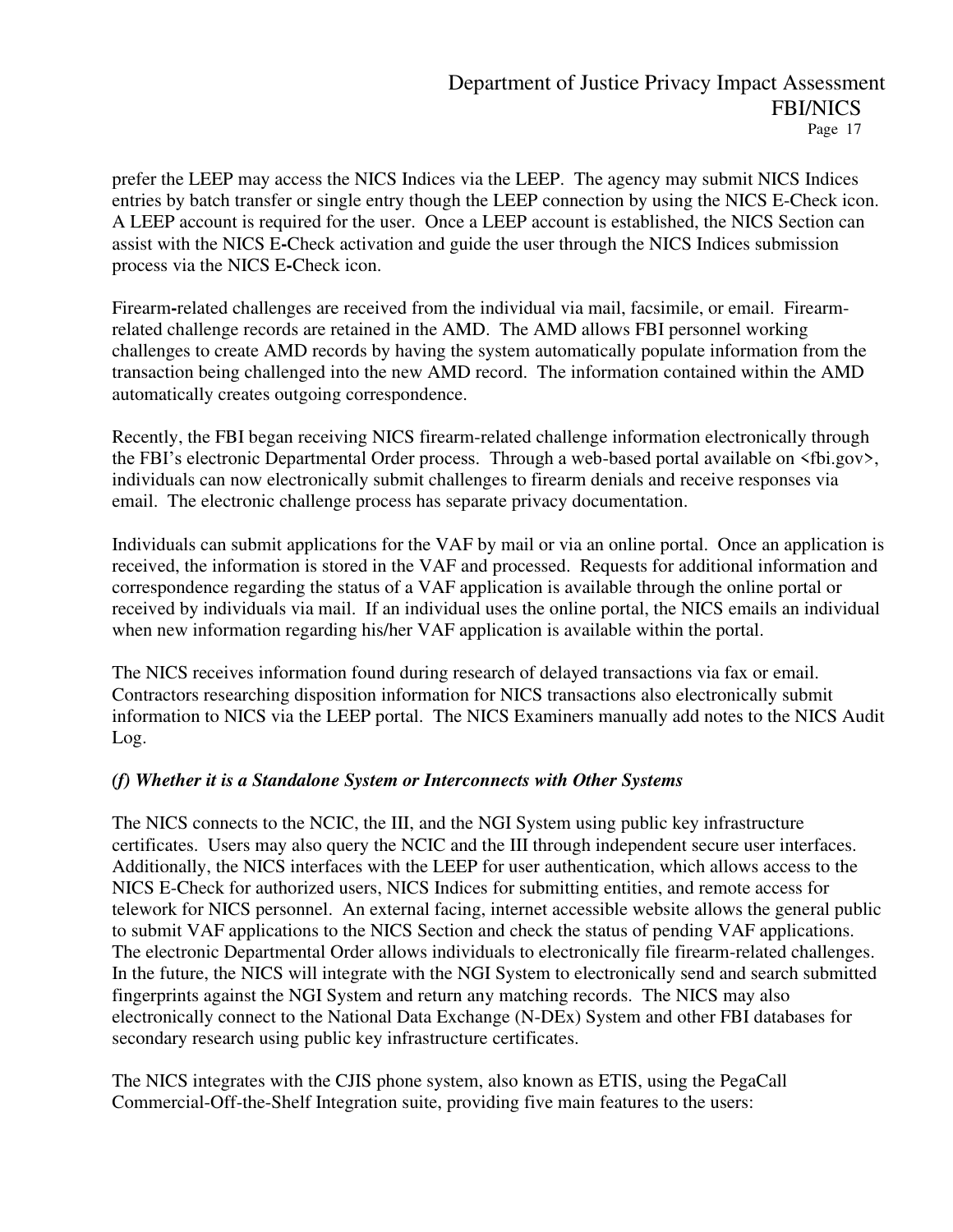prefer the LEEP may access the NICS Indices via the LEEP. The agency may submit NICS Indices entries by batch transfer or single entry though the LEEP connection by using the NICS E-Check icon. A LEEP account is required for the user. Once a LEEP account is established, the NICS Section can assist with the NICS E-Check activation and guide the user through the NICS Indices submission process via the NICS E-Check icon.

Firearm-related challenges are received from the individual via mail, facsimile, or email. Firearm-related challenge records are retained in the AMD. The AMD allows FBI personnel working challenges to create AMD records by having the system automatically populate information from the transaction being challenged into the new AMD record. The information contained within the AMD automatically creates outgoing correspondence.

Recently, the FBI began receiving NICS firearm-related challenge information electronically through the FBI's electronic Departmental Order process. Through a web-based portal available on <fbi.gov>, individuals can now electronically submit challenges to firearm denials and receive responses via email. The electronic challenge process has separate privacy documentation.

Individuals can submit applications for the VAF by mail or via an online portal. Once an application is received, the information is stored in the VAF and processed. Requests for additional information and correspondence regarding the status of a VAF application is available through the online portal or received by individuals via mail. If an individual uses the online portal, the NICS emails an individual when new information regarding his/her VAF application is available within the portal.

The NICS receives information found during research of delayed transactions via fax or email. Contractors researching disposition information for NICS transactions also electronically submit information to NICS via the LEEP portal. The NICS Examiners manually add notes to the NICS Audit Log.

***(f) Whether it is a Standalone System or Interconnects with Other Systems***

The NICS connects to the NCIC, the III, and the NGI System using public key infrastructure certificates. Users may also query the NCIC and the III through independent secure user interfaces. Additionally, the NICS interfaces with the LEEP for user authentication, which allows access to the NICS E-Check for authorized users, NICS Indices for submitting entities, and remote access for telework for NICS personnel. An external facing, internet accessible website allows the general public to submit VAF applications to the NICS Section and check the status of pending VAF applications. The electronic Departmental Order allows individuals to electronically file firearm-related challenges. In the future, the NICS will integrate with the NGI System to electronically send and search submitted fingerprints against the NGI System and return any matching records. The NICS may also electronically connect to the National Data Exchange (N-DEx) System and other FBI databases for secondary research using public key infrastructure certificates.

The NICS integrates with the CJIS phone system, also known as ETIS, using the PegaCall Commercial-Off-the-Shelf Integration suite, providing five main features to the users: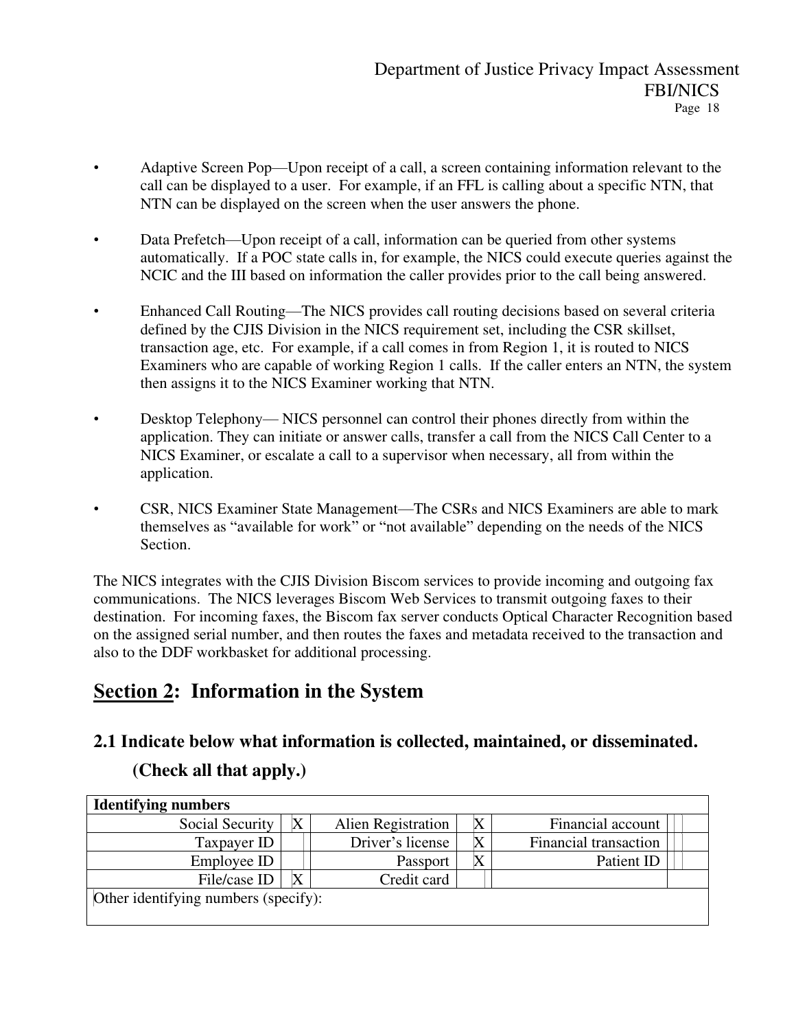- Adaptive Screen Pop—Upon receipt of a call, a screen containing information relevant to the call can be displayed to a user. For example, if an FFL is calling about a specific NTN, that NTN can be displayed on the screen when the user answers the phone.

- Data Prefetch—Upon receipt of a call, information can be queried from other systems automatically. If a POC state calls in, for example, the NICS could execute queries against the NCIC and the III based on information the caller provides prior to the call being answered.

- Enhanced Call Routing—The NICS provides call routing decisions based on several criteria defined by the CJIS Division in the NICS requirement set, including the CSR skillset, transaction age, etc. For example, if a call comes in from Region 1, it is routed to NICS Examiners who are capable of working Region 1 calls. If the caller enters an NTN, the system then assigns it to the NICS Examiner working that NTN.

- Desktop Telephony— NICS personnel can control their phones directly from within the application. They can initiate or answer calls, transfer a call from the NICS Call Center to a NICS Examiner, or escalate a call to a supervisor when necessary, all from within the application.

- CSR, NICS Examiner State Management—The CSRs and NICS Examiners are able to mark themselves as "available for work" or "not available" depending on the needs of the NICS Section.

The NICS integrates with the CJIS Division Biscom services to provide incoming and outgoing fax communications. The NICS leverages Biscom Web Services to transmit outgoing faxes to their destination. For incoming faxes, the Biscom fax server conducts Optical Character Recognition based on the assigned serial number, and then routes the faxes and metadata received to the transaction and also to the DDF workbasket for additional processing.

# Section 2: Information in the System

## 2.1 Indicate below what information is collected, maintained, or disseminated. (Check all that apply.)

| **Identifying numbers** | | | | | |
|---|---|---|---|---|---|
| Social Security | X | Alien Registration | X | Financial account | |
| Taxpayer ID | | Driver's license | X | Financial transaction | |
| Employee ID | | Passport | X | Patient ID | |
| File/case ID | X | Credit card | | | |
| Other identifying numbers (specify): | | | | | |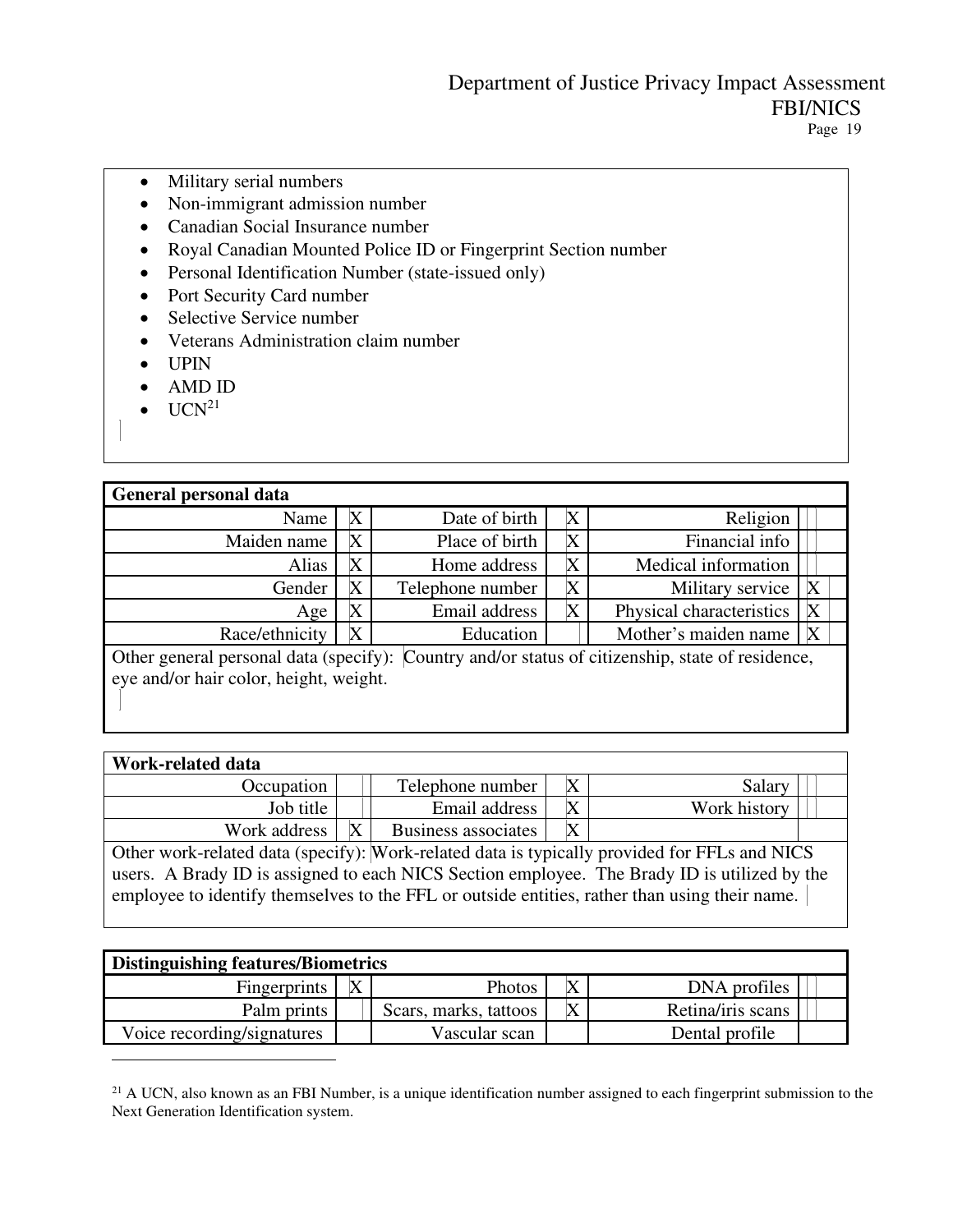- Military serial numbers
- Non-immigrant admission number
- Canadian Social Insurance number
- Royal Canadian Mounted Police ID or Fingerprint Section number
- Personal Identification Number (state-issued only)
- Port Security Card number
- Selective Service number
- Veterans Administration claim number
- UPIN
- AMD ID
- UCN[21]

| General personal data | | | | | |
|---|---|---|---|---|---|
| Name | X | Date of birth | X | Religion | |
| Maiden name | X | Place of birth | X | Financial info | |
| Alias | X | Home address | X | Medical information | |
| Gender | X | Telephone number | X | Military service | X |
| Age | X | Email address | X | Physical characteristics | X |
| Race/ethnicity | X | Education | | Mother's maiden name | X |

Other general personal data (specify): Country and/or status of citizenship, state of residence, eye and/or hair color, height, weight.

| Work-related data | | | | | |
|---|---|---|---|---|---|
| Occupation | | Telephone number | X | Salary | |
| Job title | | Email address | X | Work history | |
| Work address | X | Business associates | X | | |

Other work-related data (specify): Work-related data is typically provided for FFLs and NICS users. A Brady ID is assigned to each NICS Section employee. The Brady ID is utilized by the employee to identify themselves to the FFL or outside entities, rather than using their name.

| Distinguishing features/Biometrics | | | | | |
|---|---|---|---|---|---|
| Fingerprints | X | Photos | X | DNA profiles | |
| Palm prints | | Scars, marks, tattoos | X | Retina/iris scans | |
| Voice recording/signatures | | Vascular scan | | Dental profile | |

[21] A UCN, also known as an FBI Number, is a unique identification number assigned to each fingerprint submission to the Next Generation Identification system.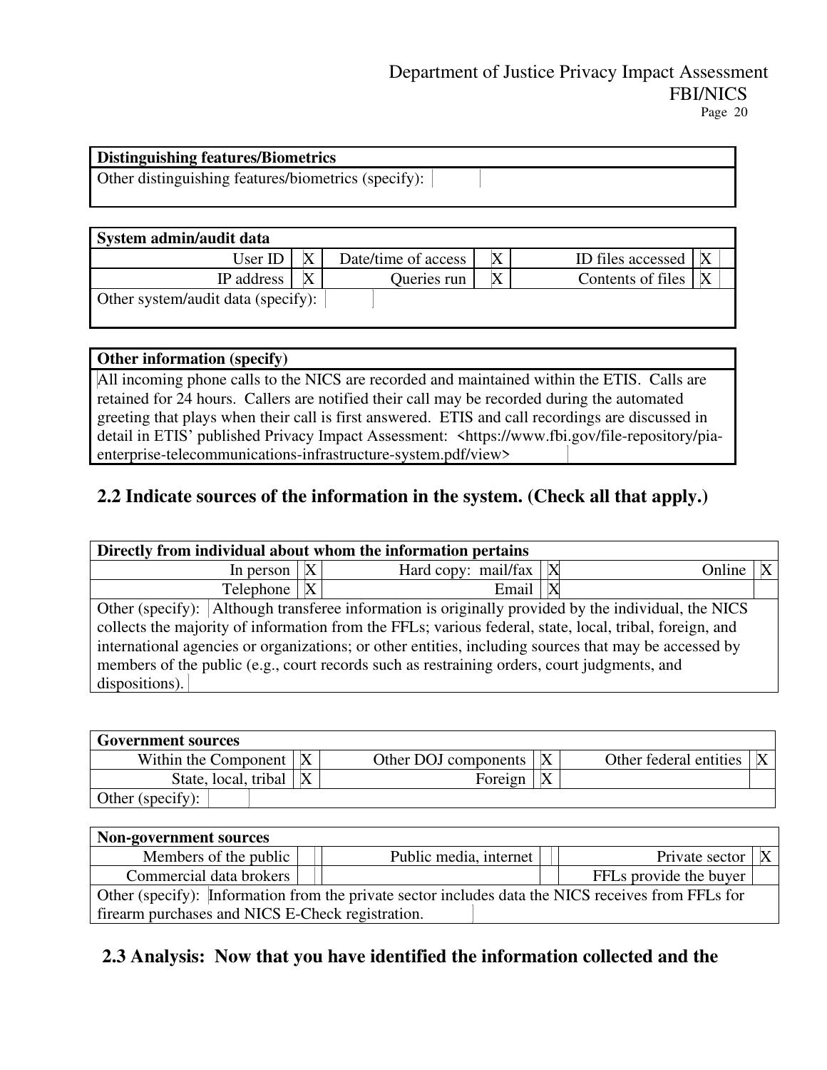| Distinguishing features/Biometrics |
| --- |
| Other distinguishing features/biometrics (specify): |

| System admin/audit data | | | | | |
| --- | --- | --- | --- | --- | --- |
| User ID | X | Date/time of access | X | ID files accessed | X |
| IP address | X | Queries run | X | Contents of files | X |
| Other system/audit data (specify): | | | | | |

| Other information (specify) |
| --- |
| All incoming phone calls to the NICS are recorded and maintained within the ETIS. Calls are retained for 24 hours. Callers are notified their call may be recorded during the automated greeting that plays when their call is first answered. ETIS and call recordings are discussed in detail in ETIS' published Privacy Impact Assessment: <https://www.fbi.gov/file-repository/pia-enterprise-telecommunications-infrastructure-system.pdf/view> |

## 2.2 Indicate sources of the information in the system. (Check all that apply.)

| Directly from individual about whom the information pertains | | | | | |
| --- | --- | --- | --- | --- | --- |
| In person | X | Hard copy: mail/fax | X | Online | X |
| Telephone | X | Email | X | | |
| Other (specify): Although transferee information is originally provided by the individual, the NICS collects the majority of information from the FFLs; various federal, state, local, tribal, foreign, and international agencies or organizations; or other entities, including sources that may be accessed by members of the public (e.g., court records such as restraining orders, court judgments, and dispositions). | | | | | |

| Government sources | | | | | |
| --- | --- | --- | --- | --- | --- |
| Within the Component | X | Other DOJ components | X | Other federal entities | X |
| State, local, tribal | X | Foreign | X | | |
| Other (specify): | | | | | |

| Non-government sources | | | | | |
| --- | --- | --- | --- | --- | --- |
| Members of the public | | Public media, internet | | Private sector | X |
| Commercial data brokers | | | | FFLs provide the buyer | |
| Other (specify): Information from the private sector includes data the NICS receives from FFLs for firearm purchases and NICS E-Check registration. | | | | | |

## 2.3 Analysis: Now that you have identified the information collected and the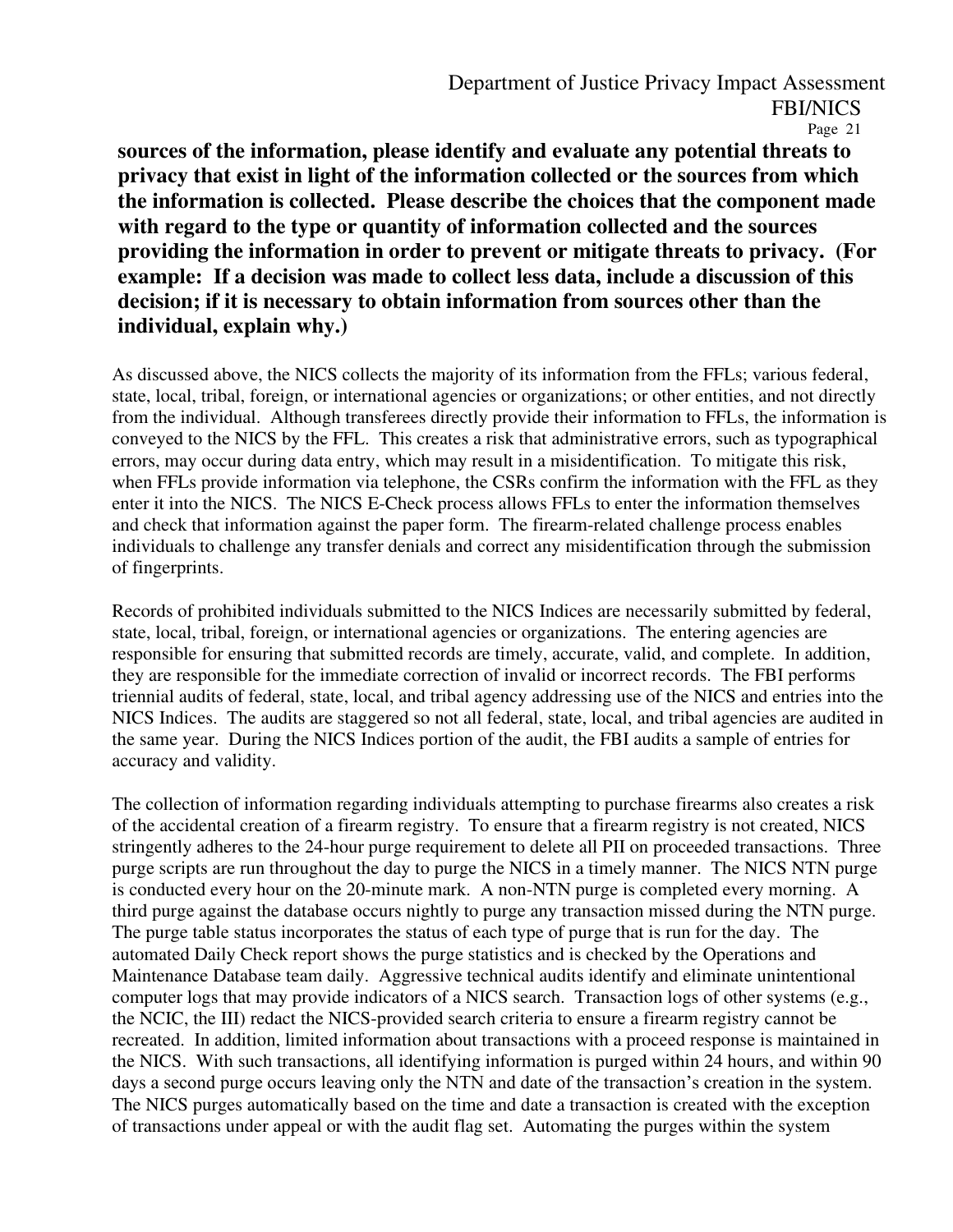**sources of the information, please identify and evaluate any potential threats to privacy that exist in light of the information collected or the sources from which the information is collected. Please describe the choices that the component made with regard to the type or quantity of information collected and the sources providing the information in order to prevent or mitigate threats to privacy. (For example: If a decision was made to collect less data, include a discussion of this decision; if it is necessary to obtain information from sources other than the individual, explain why.)**

As discussed above, the NICS collects the majority of its information from the FFLs; various federal, state, local, tribal, foreign, or international agencies or organizations; or other entities, and not directly from the individual. Although transferees directly provide their information to FFLs, the information is conveyed to the NICS by the FFL. This creates a risk that administrative errors, such as typographical errors, may occur during data entry, which may result in a misidentification. To mitigate this risk, when FFLs provide information via telephone, the CSRs confirm the information with the FFL as they enter it into the NICS. The NICS E-Check process allows FFLs to enter the information themselves and check that information against the paper form. The firearm-related challenge process enables individuals to challenge any transfer denials and correct any misidentification through the submission of fingerprints.

Records of prohibited individuals submitted to the NICS Indices are necessarily submitted by federal, state, local, tribal, foreign, or international agencies or organizations. The entering agencies are responsible for ensuring that submitted records are timely, accurate, valid, and complete. In addition, they are responsible for the immediate correction of invalid or incorrect records. The FBI performs triennial audits of federal, state, local, and tribal agency addressing use of the NICS and entries into the NICS Indices. The audits are staggered so not all federal, state, local, and tribal agencies are audited in the same year. During the NICS Indices portion of the audit, the FBI audits a sample of entries for accuracy and validity.

The collection of information regarding individuals attempting to purchase firearms also creates a risk of the accidental creation of a firearm registry. To ensure that a firearm registry is not created, NICS stringently adheres to the 24-hour purge requirement to delete all PII on proceeded transactions. Three purge scripts are run throughout the day to purge the NICS in a timely manner. The NICS NTN purge is conducted every hour on the 20-minute mark. A non-NTN purge is completed every morning. A third purge against the database occurs nightly to purge any transaction missed during the NTN purge. The purge table status incorporates the status of each type of purge that is run for the day. The automated Daily Check report shows the purge statistics and is checked by the Operations and Maintenance Database team daily. Aggressive technical audits identify and eliminate unintentional computer logs that may provide indicators of a NICS search. Transaction logs of other systems (e.g., the NCIC, the III) redact the NICS-provided search criteria to ensure a firearm registry cannot be recreated. In addition, limited information about transactions with a proceed response is maintained in the NICS. With such transactions, all identifying information is purged within 24 hours, and within 90 days a second purge occurs leaving only the NTN and date of the transaction's creation in the system. The NICS purges automatically based on the time and date a transaction is created with the exception of transactions under appeal or with the audit flag set. Automating the purges within the system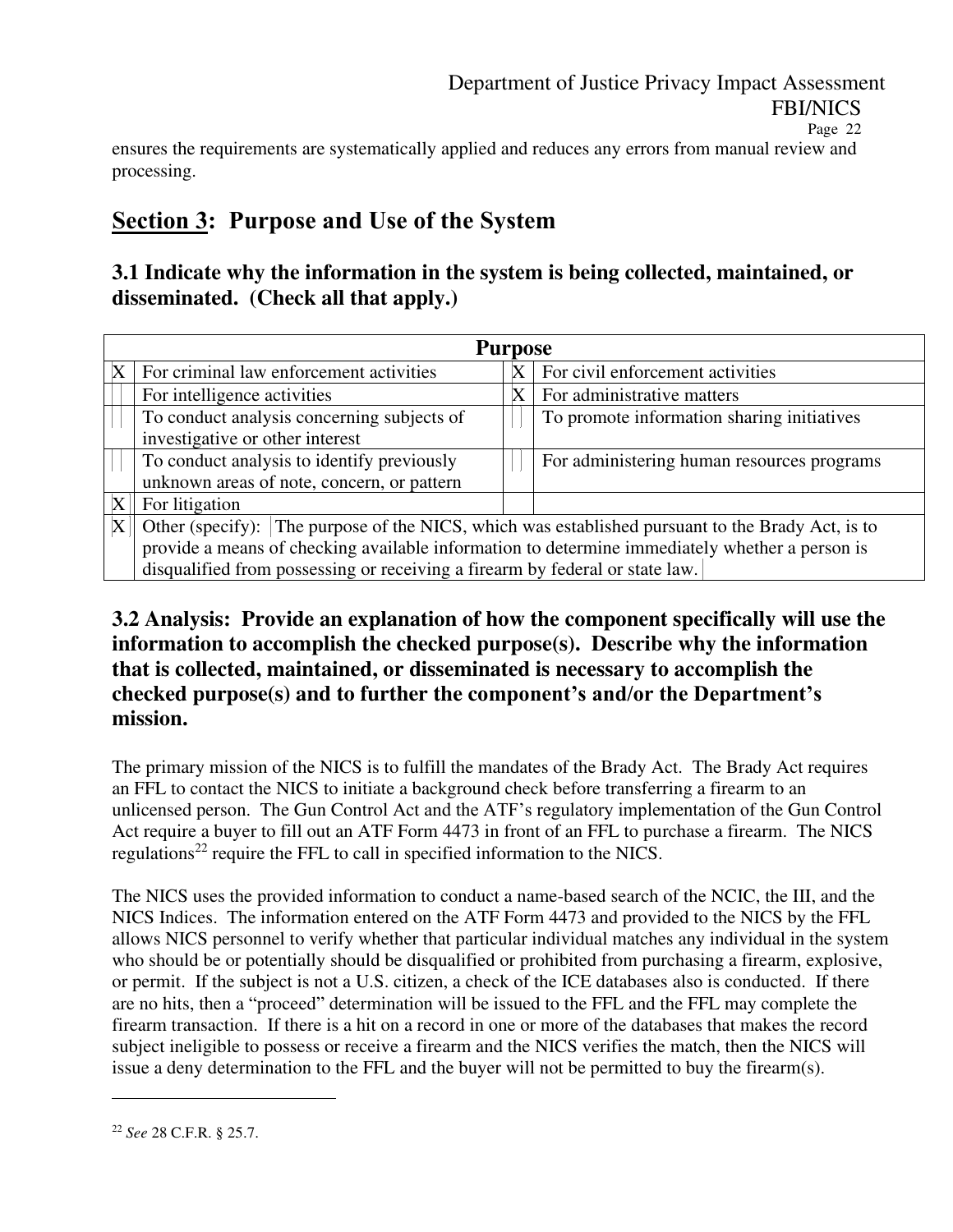ensures the requirements are systematically applied and reduces any errors from manual review and processing.

## Section 3: Purpose and Use of the System

### 3.1 Indicate why the information in the system is being collected, maintained, or disseminated. (Check all that apply.)

| Purpose | | | |
|---|---|---|---|
| X | For criminal law enforcement activities | X | For civil enforcement activities |
| | For intelligence activities | X | For administrative matters |
| | To conduct analysis concerning subjects of investigative or other interest | | To promote information sharing initiatives |
| | To conduct analysis to identify previously unknown areas of note, concern, or pattern | | For administering human resources programs |
| X | For litigation | | |
| X | Other (specify): The purpose of the NICS, which was established pursuant to the Brady Act, is to provide a means of checking available information to determine immediately whether a person is disqualified from possessing or receiving a firearm by federal or state law. | | |

### 3.2 Analysis: Provide an explanation of how the component specifically will use the information to accomplish the checked purpose(s). Describe why the information that is collected, maintained, or disseminated is necessary to accomplish the checked purpose(s) and to further the component's and/or the Department's mission.

The primary mission of the NICS is to fulfill the mandates of the Brady Act. The Brady Act requires an FFL to contact the NICS to initiate a background check before transferring a firearm to an unlicensed person. The Gun Control Act and the ATF's regulatory implementation of the Gun Control Act require a buyer to fill out an ATF Form 4473 in front of an FFL to purchase a firearm. The NICS regulations[22] require the FFL to call in specified information to the NICS.

The NICS uses the provided information to conduct a name-based search of the NCIC, the III, and the NICS Indices. The information entered on the ATF Form 4473 and provided to the NICS by the FFL allows NICS personnel to verify whether that particular individual matches any individual in the system who should be or potentially should be disqualified or prohibited from purchasing a firearm, explosive, or permit. If the subject is not a U.S. citizen, a check of the ICE databases also is conducted. If there are no hits, then a "proceed" determination will be issued to the FFL and the FFL may complete the firearm transaction. If there is a hit on a record in one or more of the databases that makes the record subject ineligible to possess or receive a firearm and the NICS verifies the match, then the NICS will issue a deny determination to the FFL and the buyer will not be permitted to buy the firearm(s).

---

[22] *See* 28 C.F.R. § 25.7.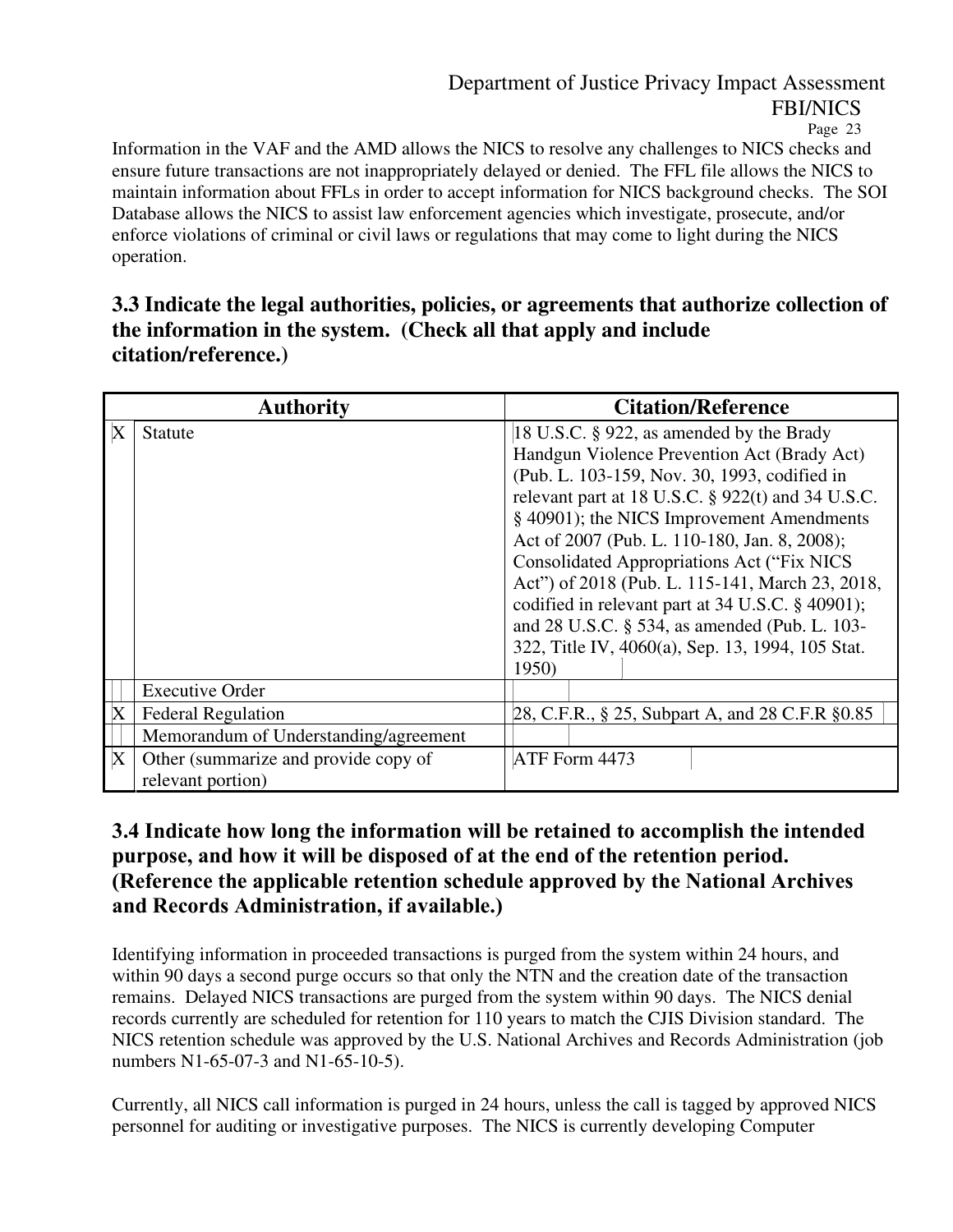Information in the VAF and the AMD allows the NICS to resolve any challenges to NICS checks and ensure future transactions are not inappropriately delayed or denied. The FFL file allows the NICS to maintain information about FFLs in order to accept information for NICS background checks. The SOI Database allows the NICS to assist law enforcement agencies which investigate, prosecute, and/or enforce violations of criminal or civil laws or regulations that may come to light during the NICS operation.

## 3.3 Indicate the legal authorities, policies, or agreements that authorize collection of the information in the system. (Check all that apply and include citation/reference.)

| | Authority | Citation/Reference |
|---|---|---|
| X | Statute | 18 U.S.C. § 922, as amended by the Brady Handgun Violence Prevention Act (Brady Act) (Pub. L. 103-159, Nov. 30, 1993, codified in relevant part at 18 U.S.C. § 922(t) and 34 U.S.C. § 40901); the NICS Improvement Amendments Act of 2007 (Pub. L. 110-180, Jan. 8, 2008); Consolidated Appropriations Act ("Fix NICS Act") of 2018 (Pub. L. 115-141, March 23, 2018, codified in relevant part at 34 U.S.C. § 40901); and 28 U.S.C. § 534, as amended (Pub. L. 103-322, Title IV, 4060(a), Sep. 13, 1994, 105 Stat. 1950) |
| | Executive Order | |
| X | Federal Regulation | 28, C.F.R., § 25, Subpart A, and 28 C.F.R §0.85 |
| | Memorandum of Understanding/agreement | |
| X | Other (summarize and provide copy of relevant portion) | ATF Form 4473 |

## 3.4 Indicate how long the information will be retained to accomplish the intended purpose, and how it will be disposed of at the end of the retention period. (Reference the applicable retention schedule approved by the National Archives and Records Administration, if available.)

Identifying information in proceeded transactions is purged from the system within 24 hours, and within 90 days a second purge occurs so that only the NTN and the creation date of the transaction remains. Delayed NICS transactions are purged from the system within 90 days. The NICS denial records currently are scheduled for retention for 110 years to match the CJIS Division standard. The NICS retention schedule was approved by the U.S. National Archives and Records Administration (job numbers N1-65-07-3 and N1-65-10-5).

Currently, all NICS call information is purged in 24 hours, unless the call is tagged by approved NICS personnel for auditing or investigative purposes. The NICS is currently developing Computer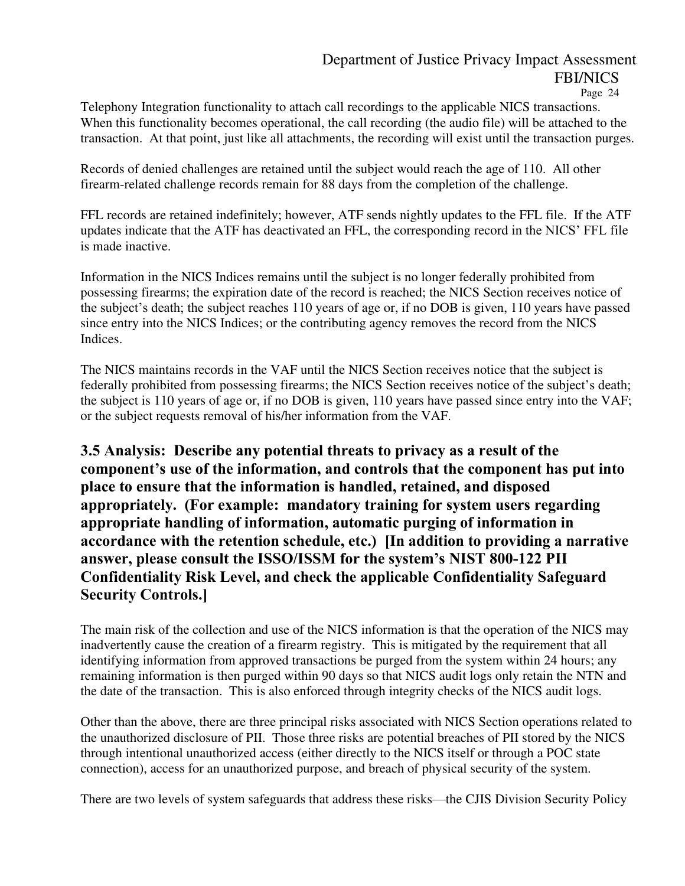Telephony Integration functionality to attach call recordings to the applicable NICS transactions. When this functionality becomes operational, the call recording (the audio file) will be attached to the transaction. At that point, just like all attachments, the recording will exist until the transaction purges.

Records of denied challenges are retained until the subject would reach the age of 110. All other firearm-related challenge records remain for 88 days from the completion of the challenge.

FFL records are retained indefinitely; however, ATF sends nightly updates to the FFL file. If the ATF updates indicate that the ATF has deactivated an FFL, the corresponding record in the NICS' FFL file is made inactive.

Information in the NICS Indices remains until the subject is no longer federally prohibited from possessing firearms; the expiration date of the record is reached; the NICS Section receives notice of the subject's death; the subject reaches 110 years of age or, if no DOB is given, 110 years have passed since entry into the NICS Indices; or the contributing agency removes the record from the NICS Indices.

The NICS maintains records in the VAF until the NICS Section receives notice that the subject is federally prohibited from possessing firearms; the NICS Section receives notice of the subject's death; the subject is 110 years of age or, if no DOB is given, 110 years have passed since entry into the VAF; or the subject requests removal of his/her information from the VAF.

### 3.5 Analysis: Describe any potential threats to privacy as a result of the component's use of the information, and controls that the component has put into place to ensure that the information is handled, retained, and disposed appropriately. (For example: mandatory training for system users regarding appropriate handling of information, automatic purging of information in accordance with the retention schedule, etc.) [In addition to providing a narrative answer, please consult the ISSO/ISSM for the system's NIST 800-122 PII Confidentiality Risk Level, and check the applicable Confidentiality Safeguard Security Controls.]

The main risk of the collection and use of the NICS information is that the operation of the NICS may inadvertently cause the creation of a firearm registry. This is mitigated by the requirement that all identifying information from approved transactions be purged from the system within 24 hours; any remaining information is then purged within 90 days so that NICS audit logs only retain the NTN and the date of the transaction. This is also enforced through integrity checks of the NICS audit logs.

Other than the above, there are three principal risks associated with NICS Section operations related to the unauthorized disclosure of PII. Those three risks are potential breaches of PII stored by the NICS through intentional unauthorized access (either directly to the NICS itself or through a POC state connection), access for an unauthorized purpose, and breach of physical security of the system.

There are two levels of system safeguards that address these risks—the CJIS Division Security Policy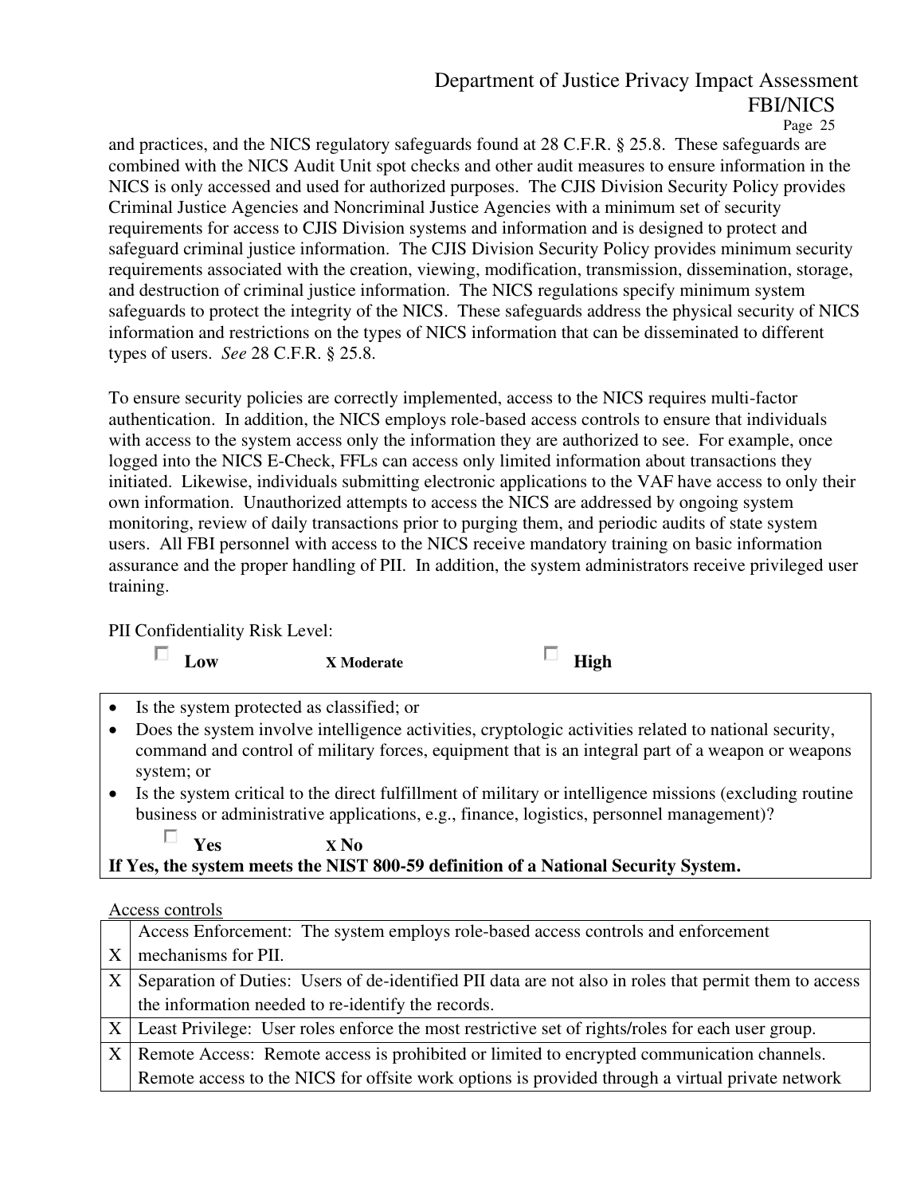and practices, and the NICS regulatory safeguards found at 28 C.F.R. § 25.8. These safeguards are combined with the NICS Audit Unit spot checks and other audit measures to ensure information in the NICS is only accessed and used for authorized purposes. The CJIS Division Security Policy provides Criminal Justice Agencies and Noncriminal Justice Agencies with a minimum set of security requirements for access to CJIS Division systems and information and is designed to protect and safeguard criminal justice information. The CJIS Division Security Policy provides minimum security requirements associated with the creation, viewing, modification, transmission, dissemination, storage, and destruction of criminal justice information. The NICS regulations specify minimum system safeguards to protect the integrity of the NICS. These safeguards address the physical security of NICS information and restrictions on the types of NICS information that can be disseminated to different types of users. *See* 28 C.F.R. § 25.8.

To ensure security policies are correctly implemented, access to the NICS requires multi-factor authentication. In addition, the NICS employs role-based access controls to ensure that individuals with access to the system access only the information they are authorized to see. For example, once logged into the NICS E-Check, FFLs can access only limited information about transactions they initiated. Likewise, individuals submitting electronic applications to the VAF have access to only their own information. Unauthorized attempts to access the NICS are addressed by ongoing system monitoring, review of daily transactions prior to purging them, and periodic audits of state system users. All FBI personnel with access to the NICS receive mandatory training on basic information assurance and the proper handling of PII. In addition, the system administrators receive privileged user training.

PII Confidentiality Risk Level:

☐ **Low** &nbsp;&nbsp;&nbsp;&nbsp; **X Moderate** &nbsp;&nbsp;&nbsp;&nbsp; ☐ **High**

| |
|---|
| • Is the system protected as classified; or<br>• Does the system involve intelligence activities, cryptologic activities related to national security, command and control of military forces, equipment that is an integral part of a weapon or weapons system; or<br>• Is the system critical to the direct fulfillment of military or intelligence missions (excluding routine business or administrative applications, e.g., finance, logistics, personnel management)?<br>☐ **Yes** &nbsp;&nbsp;&nbsp;&nbsp; **X No**<br>**If Yes, the system meets the NIST 800-59 definition of a National Security System.** |

Access controls

| | |
|---|---|
| X | Access Enforcement: The system employs role-based access controls and enforcement mechanisms for PII. |
| X | Separation of Duties: Users of de-identified PII data are not also in roles that permit them to access the information needed to re-identify the records. |
| X | Least Privilege: User roles enforce the most restrictive set of rights/roles for each user group. |
| X | Remote Access: Remote access is prohibited or limited to encrypted communication channels. Remote access to the NICS for offsite work options is provided through a virtual private network |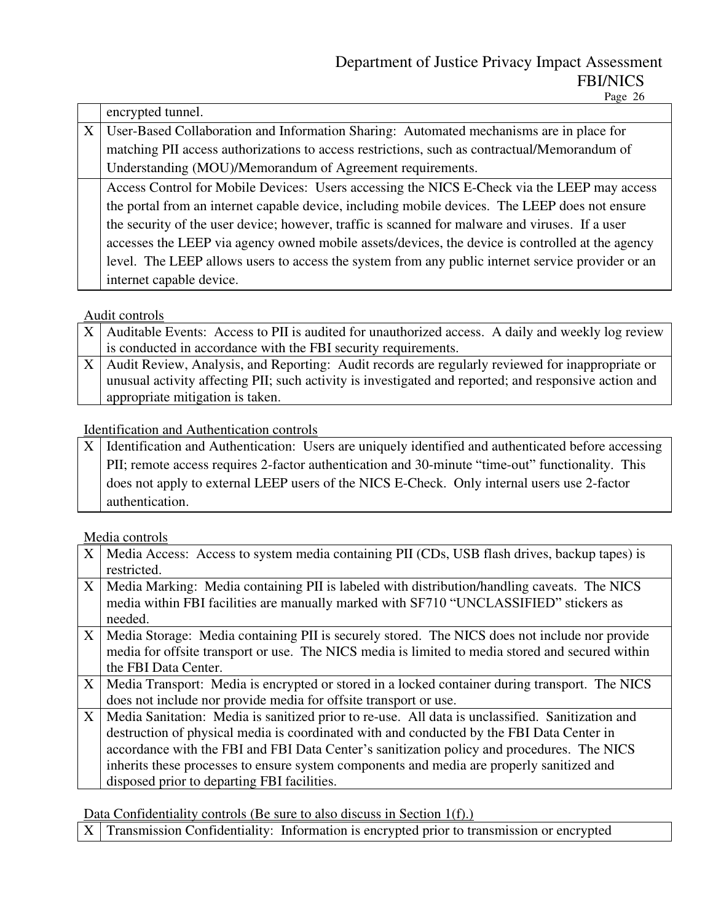| | |
|---|---|
| | encrypted tunnel. |
| X | User-Based Collaboration and Information Sharing: Automated mechanisms are in place for matching PII access authorizations to access restrictions, such as contractual/Memorandum of Understanding (MOU)/Memorandum of Agreement requirements. |
| | Access Control for Mobile Devices: Users accessing the NICS E-Check via the LEEP may access the portal from an internet capable device, including mobile devices. The LEEP does not ensure the security of the user device; however, traffic is scanned for malware and viruses. If a user accesses the LEEP via agency owned mobile assets/devices, the device is controlled at the agency level. The LEEP allows users to access the system from any public internet service provider or an internet capable device. |

Audit controls

| | |
|---|---|
| X | Auditable Events: Access to PII is audited for unauthorized access. A daily and weekly log review is conducted in accordance with the FBI security requirements. |
| X | Audit Review, Analysis, and Reporting: Audit records are regularly reviewed for inappropriate or unusual activity affecting PII; such activity is investigated and reported; and responsive action and appropriate mitigation is taken. |

Identification and Authentication controls

| | |
|---|---|
| X | Identification and Authentication: Users are uniquely identified and authenticated before accessing PII; remote access requires 2-factor authentication and 30-minute "time-out" functionality. This does not apply to external LEEP users of the NICS E-Check. Only internal users use 2-factor authentication. |

Media controls

| | |
|---|---|
| X | Media Access: Access to system media containing PII (CDs, USB flash drives, backup tapes) is restricted. |
| X | Media Marking: Media containing PII is labeled with distribution/handling caveats. The NICS media within FBI facilities are manually marked with SF710 "UNCLASSIFIED" stickers as needed. |
| X | Media Storage: Media containing PII is securely stored. The NICS does not include nor provide media for offsite transport or use. The NICS media is limited to media stored and secured within the FBI Data Center. |
| X | Media Transport: Media is encrypted or stored in a locked container during transport. The NICS does not include nor provide media for offsite transport or use. |
| X | Media Sanitation: Media is sanitized prior to re-use. All data is unclassified. Sanitization and destruction of physical media is coordinated with and conducted by the FBI Data Center in accordance with the FBI and FBI Data Center's sanitization policy and procedures. The NICS inherits these processes to ensure system components and media are properly sanitized and disposed prior to departing FBI facilities. |

Data Confidentiality controls (Be sure to also discuss in Section 1(f).)

| | |
|---|---|
| X | Transmission Confidentiality: Information is encrypted prior to transmission or encrypted |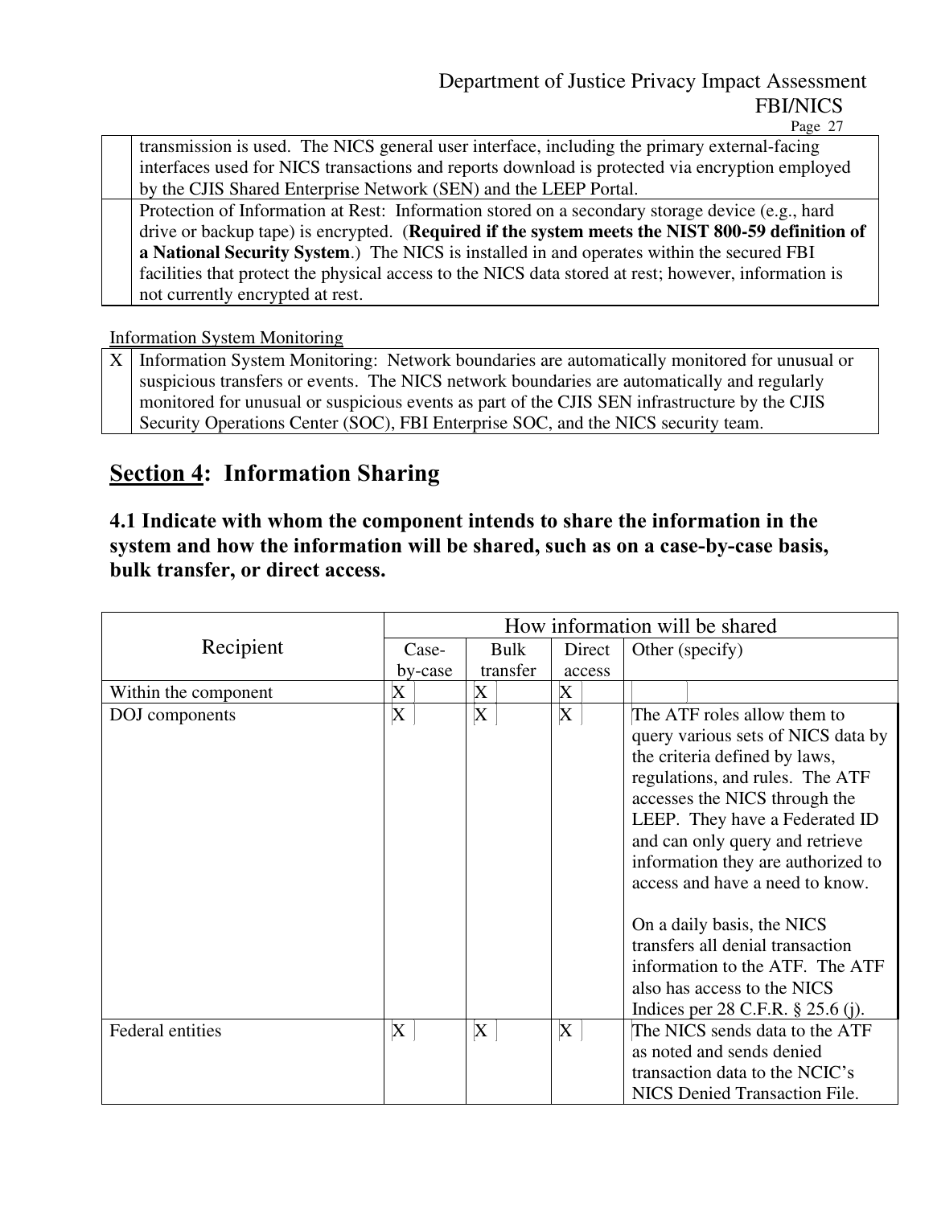| | |
|---|---|
| | transmission is used. The NICS general user interface, including the primary external-facing interfaces used for NICS transactions and reports download is protected via encryption employed by the CJIS Shared Enterprise Network (SEN) and the LEEP Portal. |
| | Protection of Information at Rest: Information stored on a secondary storage device (e.g., hard drive or backup tape) is encrypted. (**Required if the system meets the NIST 800-59 definition of a National Security System**.) The NICS is installed in and operates within the secured FBI facilities that protect the physical access to the NICS data stored at rest; however, information is not currently encrypted at rest. |

Information System Monitoring

| | |
|---|---|
| X | Information System Monitoring: Network boundaries are automatically monitored for unusual or suspicious transfers or events. The NICS network boundaries are automatically and regularly monitored for unusual or suspicious events as part of the CJIS SEN infrastructure by the CJIS Security Operations Center (SOC), FBI Enterprise SOC, and the NICS security team. |

## Section 4: Information Sharing

### 4.1 Indicate with whom the component intends to share the information in the system and how the information will be shared, such as on a case-by-case basis, bulk transfer, or direct access.

| Recipient | How information will be shared | | | |
|---|---|---|---|---|
| | Case-by-case | Bulk transfer | Direct access | Other (specify) |
| Within the component | X | X | X | |
| DOJ components | X | X | X | The ATF roles allow them to query various sets of NICS data by the criteria defined by laws, regulations, and rules. The ATF accesses the NICS through the LEEP. They have a Federated ID and can only query and retrieve information they are authorized to access and have a need to know.<br><br>On a daily basis, the NICS transfers all denial transaction information to the ATF. The ATF also has access to the NICS Indices per 28 C.F.R. § 25.6 (j). |
| Federal entities | X | X | X | The NICS sends data to the ATF as noted and sends denied transaction data to the NCIC's NICS Denied Transaction File. |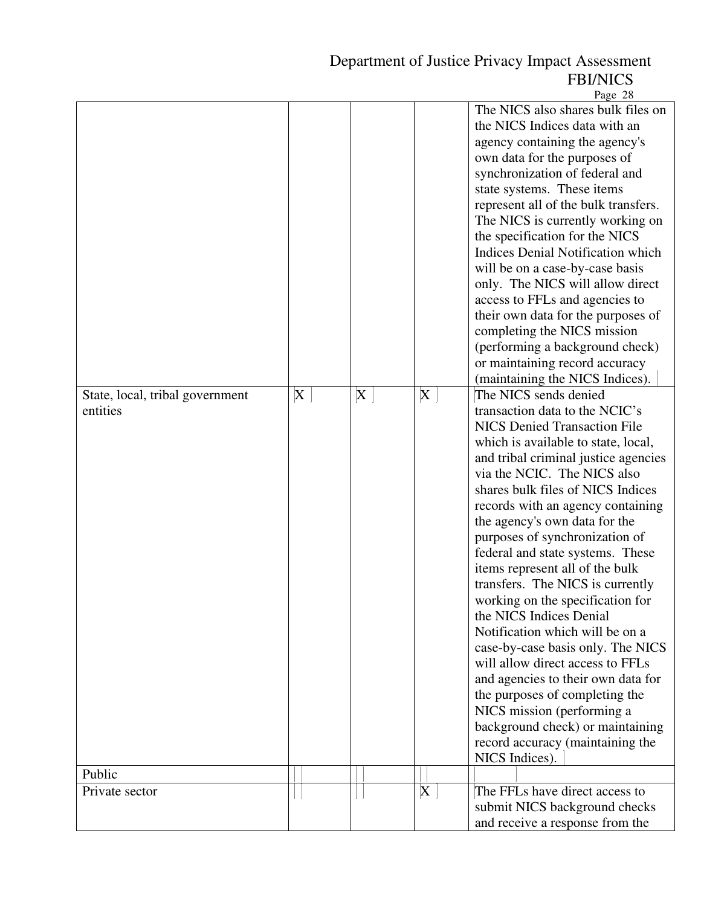| | | | | |
|---|---|---|---|---|
| | | | | The NICS also shares bulk files on the NICS Indices data with an agency containing the agency's own data for the purposes of synchronization of federal and state systems. These items represent all of the bulk transfers. The NICS is currently working on the specification for the NICS Indices Denial Notification which will be on a case-by-case basis only. The NICS will allow direct access to FFLs and agencies to their own data for the purposes of completing the NICS mission (performing a background check) or maintaining record accuracy (maintaining the NICS Indices). |
| State, local, tribal government entities | X | X | X | The NICS sends denied transaction data to the NCIC's NICS Denied Transaction File which is available to state, local, and tribal criminal justice agencies via the NCIC. The NICS also shares bulk files of NICS Indices records with an agency containing the agency's own data for the purposes of synchronization of federal and state systems. These items represent all of the bulk transfers. The NICS is currently working on the specification for the NICS Indices Denial Notification which will be on a case-by-case basis only. The NICS will allow direct access to FFLs and agencies to their own data for the purposes of completing the NICS mission (performing a background check) or maintaining record accuracy (maintaining the NICS Indices). |
| Public | | | | |
| Private sector | | | X | The FFLs have direct access to submit NICS background checks and receive a response from the |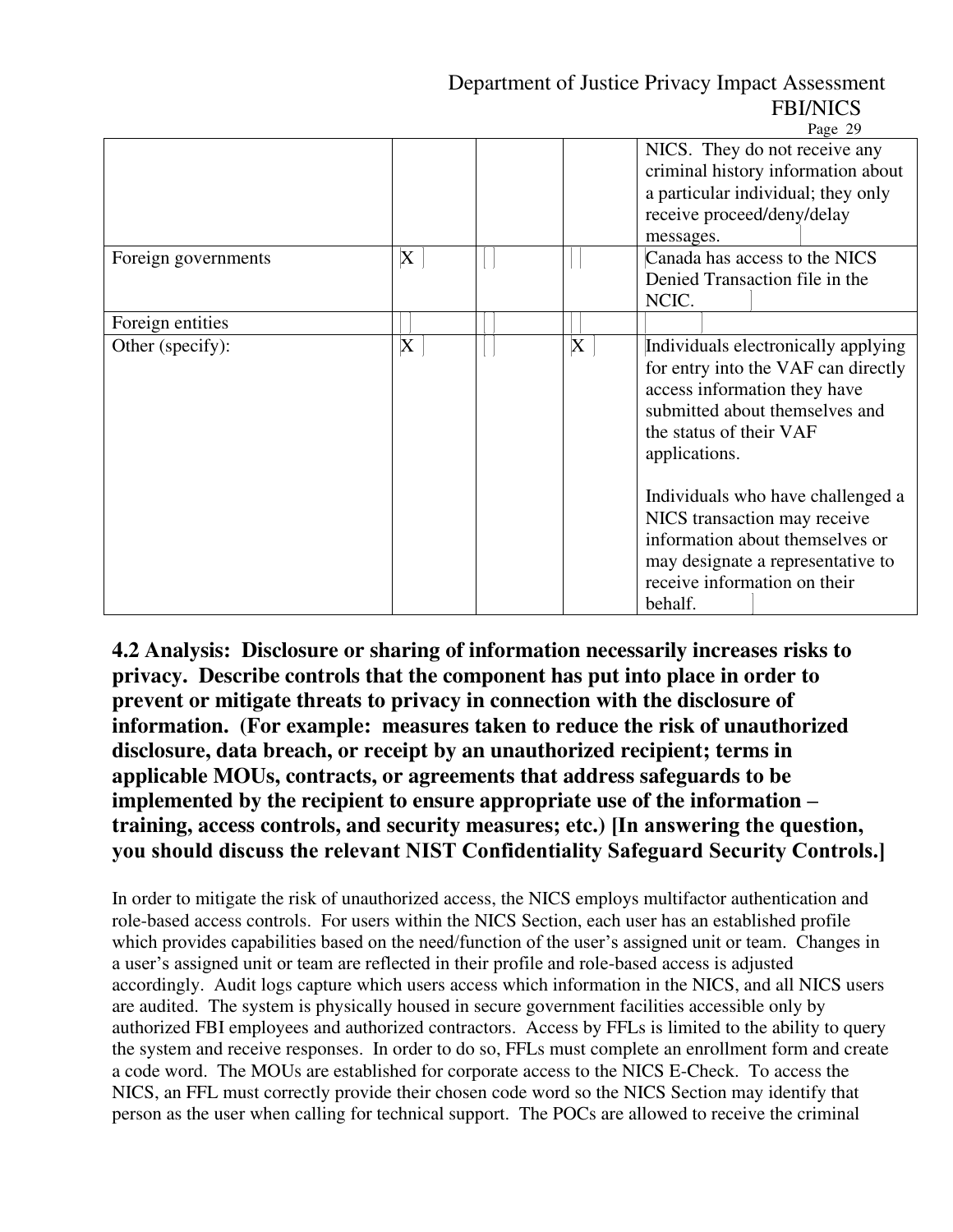| | | | | |
|---|---|---|---|---|
| | | | | NICS. They do not receive any criminal history information about a particular individual; they only receive proceed/deny/delay messages. |
| Foreign governments | X | | | Canada has access to the NICS Denied Transaction file in the NCIC. |
| Foreign entities | | | | |
| Other (specify): | X | | X | Individuals electronically applying for entry into the VAF can directly access information they have submitted about themselves and the status of their VAF applications.<br><br>Individuals who have challenged a NICS transaction may receive information about themselves or may designate a representative to receive information on their behalf. |

**4.2 Analysis: Disclosure or sharing of information necessarily increases risks to privacy. Describe controls that the component has put into place in order to prevent or mitigate threats to privacy in connection with the disclosure of information. (For example: measures taken to reduce the risk of unauthorized disclosure, data breach, or receipt by an unauthorized recipient; terms in applicable MOUs, contracts, or agreements that address safeguards to be implemented by the recipient to ensure appropriate use of the information – training, access controls, and security measures; etc.) [In answering the question, you should discuss the relevant NIST Confidentiality Safeguard Security Controls.]**

In order to mitigate the risk of unauthorized access, the NICS employs multifactor authentication and role-based access controls. For users within the NICS Section, each user has an established profile which provides capabilities based on the need/function of the user's assigned unit or team. Changes in a user's assigned unit or team are reflected in their profile and role-based access is adjusted accordingly. Audit logs capture which users access which information in the NICS, and all NICS users are audited. The system is physically housed in secure government facilities accessible only by authorized FBI employees and authorized contractors. Access by FFLs is limited to the ability to query the system and receive responses. In order to do so, FFLs must complete an enrollment form and create a code word. The MOUs are established for corporate access to the NICS E-Check. To access the NICS, an FFL must correctly provide their chosen code word so the NICS Section may identify that person as the user when calling for technical support. The POCs are allowed to receive the criminal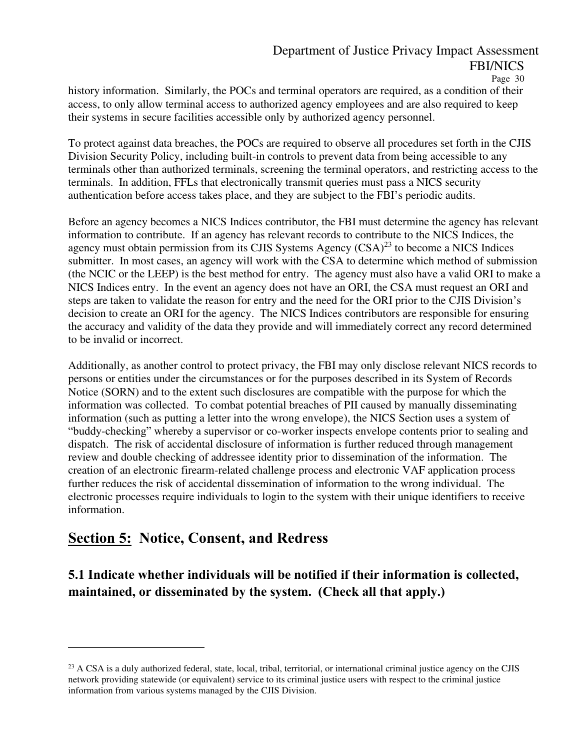history information. Similarly, the POCs and terminal operators are required, as a condition of their access, to only allow terminal access to authorized agency employees and are also required to keep their systems in secure facilities accessible only by authorized agency personnel.

To protect against data breaches, the POCs are required to observe all procedures set forth in the CJIS Division Security Policy, including built-in controls to prevent data from being accessible to any terminals other than authorized terminals, screening the terminal operators, and restricting access to the terminals. In addition, FFLs that electronically transmit queries must pass a NICS security authentication before access takes place, and they are subject to the FBI's periodic audits.

Before an agency becomes a NICS Indices contributor, the FBI must determine the agency has relevant information to contribute. If an agency has relevant records to contribute to the NICS Indices, the agency must obtain permission from its CJIS Systems Agency (CSA)[23] to become a NICS Indices submitter. In most cases, an agency will work with the CSA to determine which method of submission (the NCIC or the LEEP) is the best method for entry. The agency must also have a valid ORI to make a NICS Indices entry. In the event an agency does not have an ORI, the CSA must request an ORI and steps are taken to validate the reason for entry and the need for the ORI prior to the CJIS Division's decision to create an ORI for the agency. The NICS Indices contributors are responsible for ensuring the accuracy and validity of the data they provide and will immediately correct any record determined to be invalid or incorrect.

Additionally, as another control to protect privacy, the FBI may only disclose relevant NICS records to persons or entities under the circumstances or for the purposes described in its System of Records Notice (SORN) and to the extent such disclosures are compatible with the purpose for which the information was collected. To combat potential breaches of PII caused by manually disseminating information (such as putting a letter into the wrong envelope), the NICS Section uses a system of "buddy-checking" whereby a supervisor or co-worker inspects envelope contents prior to sealing and dispatch. The risk of accidental disclosure of information is further reduced through management review and double checking of addressee identity prior to dissemination of the information. The creation of an electronic firearm-related challenge process and electronic VAF application process further reduces the risk of accidental dissemination of information to the wrong individual. The electronic processes require individuals to login to the system with their unique identifiers to receive information.

## Section 5: Notice, Consent, and Redress

### 5.1 Indicate whether individuals will be notified if their information is collected, maintained, or disseminated by the system. (Check all that apply.)

[23] A CSA is a duly authorized federal, state, local, tribal, territorial, or international criminal justice agency on the CJIS network providing statewide (or equivalent) service to its criminal justice users with respect to the criminal justice information from various systems managed by the CJIS Division.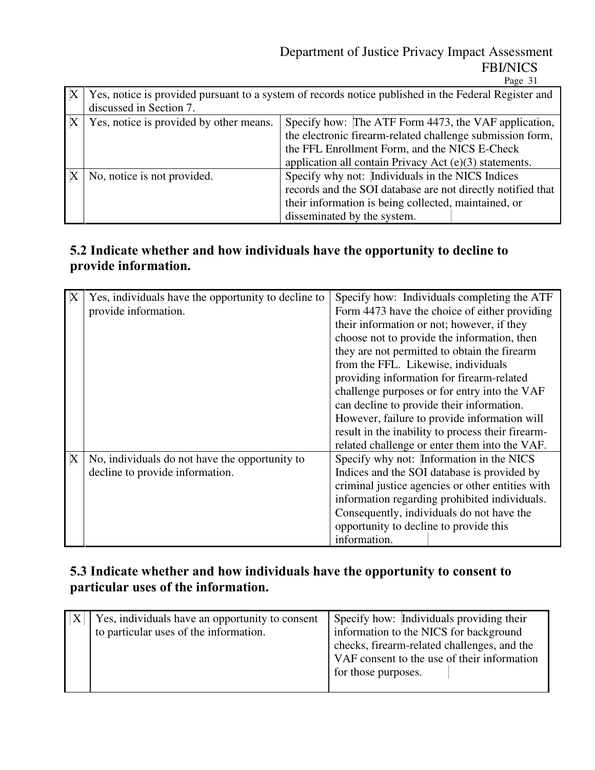| | | |
|---|---|---|
| X | Yes, notice is provided pursuant to a system of records notice published in the Federal Register and discussed in Section 7. | |
| X | Yes, notice is provided by other means. | Specify how: The ATF Form 4473, the VAF application, the electronic firearm-related challenge submission form, the FFL Enrollment Form, and the NICS E-Check application all contain Privacy Act (e)(3) statements. |
| X | No, notice is not provided. | Specify why not: Individuals in the NICS Indices records and the SOI database are not directly notified that their information is being collected, maintained, or disseminated by the system. |

## 5.2 Indicate whether and how individuals have the opportunity to decline to provide information.

| | | |
|---|---|---|
| X | Yes, individuals have the opportunity to decline to provide information. | Specify how: Individuals completing the ATF Form 4473 have the choice of either providing their information or not; however, if they choose not to provide the information, then they are not permitted to obtain the firearm from the FFL. Likewise, individuals providing information for firearm-related challenge purposes or for entry into the VAF can decline to provide their information. However, failure to provide information will result in the inability to process their firearm-related challenge or enter them into the VAF. |
| X | No, individuals do not have the opportunity to decline to provide information. | Specify why not: Information in the NICS Indices and the SOI database is provided by criminal justice agencies or other entities with information regarding prohibited individuals. Consequently, individuals do not have the opportunity to decline to provide this information. |

## 5.3 Indicate whether and how individuals have the opportunity to consent to particular uses of the information.

| | | |
|---|---|---|
| X | Yes, individuals have an opportunity to consent to particular uses of the information. | Specify how: Individuals providing their information to the NICS for background checks, firearm-related challenges, and the VAF consent to the use of their information for those purposes. |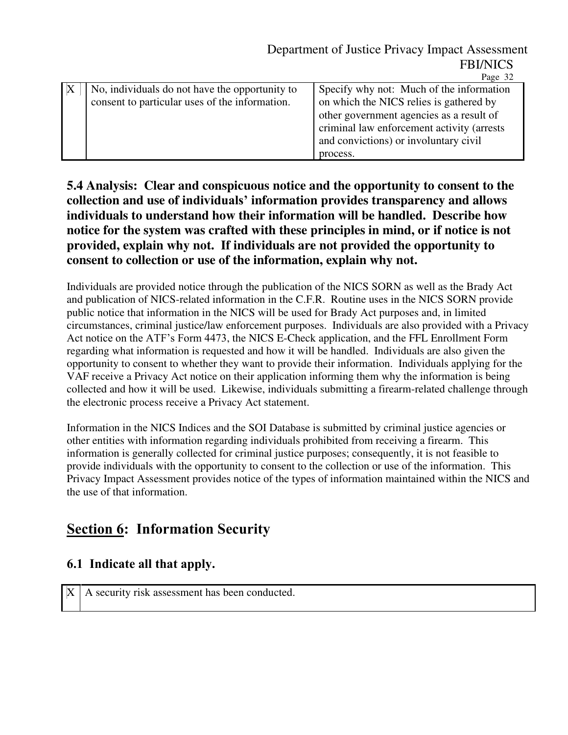| X | No, individuals do not have the opportunity to consent to particular uses of the information. | Specify why not: Much of the information on which the NICS relies is gathered by other government agencies as a result of criminal law enforcement activity (arrests and convictions) or involuntary civil process. |
|---|---|---|

**5.4 Analysis: Clear and conspicuous notice and the opportunity to consent to the collection and use of individuals' information provides transparency and allows individuals to understand how their information will be handled. Describe how notice for the system was crafted with these principles in mind, or if notice is not provided, explain why not. If individuals are not provided the opportunity to consent to collection or use of the information, explain why not.**

Individuals are provided notice through the publication of the NICS SORN as well as the Brady Act and publication of NICS-related information in the C.F.R. Routine uses in the NICS SORN provide public notice that information in the NICS will be used for Brady Act purposes and, in limited circumstances, criminal justice/law enforcement purposes. Individuals are also provided with a Privacy Act notice on the ATF's Form 4473, the NICS E-Check application, and the FFL Enrollment Form regarding what information is requested and how it will be handled. Individuals are also given the opportunity to consent to whether they want to provide their information. Individuals applying for the VAF receive a Privacy Act notice on their application informing them why the information is being collected and how it will be used. Likewise, individuals submitting a firearm-related challenge through the electronic process receive a Privacy Act statement.

Information in the NICS Indices and the SOI Database is submitted by criminal justice agencies or other entities with information regarding individuals prohibited from receiving a firearm. This information is generally collected for criminal justice purposes; consequently, it is not feasible to provide individuals with the opportunity to consent to the collection or use of the information. This Privacy Impact Assessment provides notice of the types of information maintained within the NICS and the use of that information.

## Section 6: Information Security

### 6.1 Indicate all that apply.

| X | A security risk assessment has been conducted. |
|---|---|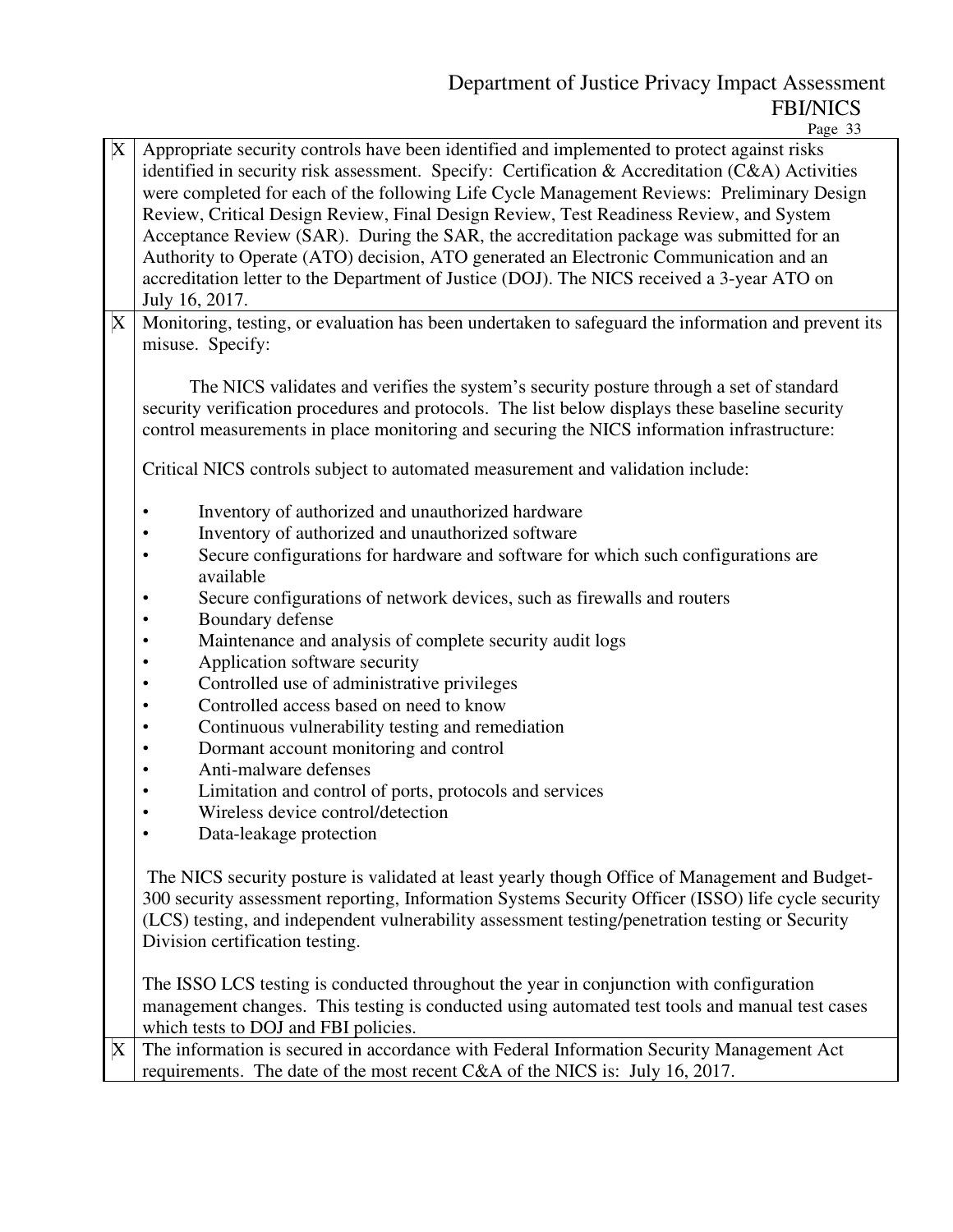| | |
|---|---|
| X | Appropriate security controls have been identified and implemented to protect against risks identified in security risk assessment. Specify: Certification & Accreditation (C&A) Activities were completed for each of the following Life Cycle Management Reviews: Preliminary Design Review, Critical Design Review, Final Design Review, Test Readiness Review, and System Acceptance Review (SAR). During the SAR, the accreditation package was submitted for an Authority to Operate (ATO) decision, ATO generated an Electronic Communication and an accreditation letter to the Department of Justice (DOJ). The NICS received a 3-year ATO on July 16, 2017. |
| X | Monitoring, testing, or evaluation has been undertaken to safeguard the information and prevent its misuse. Specify:<br><br>The NICS validates and verifies the system's security posture through a set of standard security verification procedures and protocols. The list below displays these baseline security control measurements in place monitoring and securing the NICS information infrastructure:<br><br>Critical NICS controls subject to automated measurement and validation include:<br><br>• Inventory of authorized and unauthorized hardware<br>• Inventory of authorized and unauthorized software<br>• Secure configurations for hardware and software for which such configurations are available<br>• Secure configurations of network devices, such as firewalls and routers<br>• Boundary defense<br>• Maintenance and analysis of complete security audit logs<br>• Application software security<br>• Controlled use of administrative privileges<br>• Controlled access based on need to know<br>• Continuous vulnerability testing and remediation<br>• Dormant account monitoring and control<br>• Anti-malware defenses<br>• Limitation and control of ports, protocols and services<br>• Wireless device control/detection<br>• Data-leakage protection<br><br>The NICS security posture is validated at least yearly though Office of Management and Budget-300 security assessment reporting, Information Systems Security Officer (ISSO) life cycle security (LCS) testing, and independent vulnerability assessment testing/penetration testing or Security Division certification testing.<br><br>The ISSO LCS testing is conducted throughout the year in conjunction with configuration management changes. This testing is conducted using automated test tools and manual test cases which tests to DOJ and FBI policies. |
| X | The information is secured in accordance with Federal Information Security Management Act requirements. The date of the most recent C&A of the NICS is: July 16, 2017. |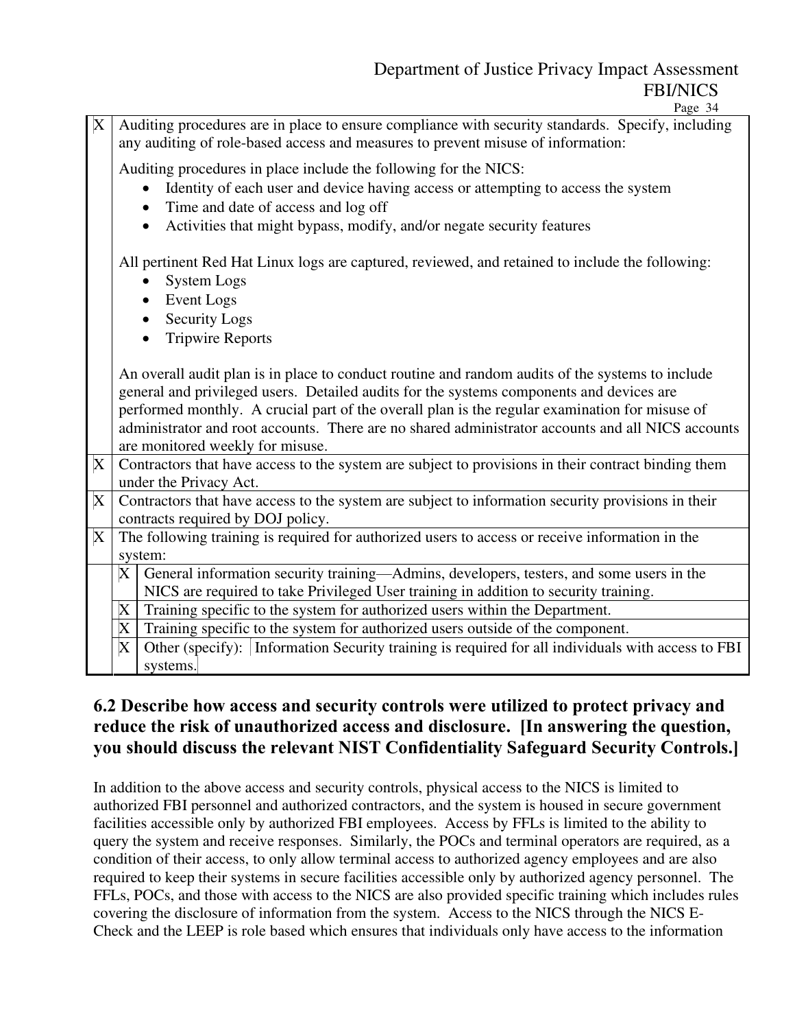| | |
|---|---|
| X | Auditing procedures are in place to ensure compliance with security standards. Specify, including any auditing of role-based access and measures to prevent misuse of information:<br><br>Auditing procedures in place include the following for the NICS:<br>• Identity of each user and device having access or attempting to access the system<br>• Time and date of access and log off<br>• Activities that might bypass, modify, and/or negate security features<br><br>All pertinent Red Hat Linux logs are captured, reviewed, and retained to include the following:<br>• System Logs<br>• Event Logs<br>• Security Logs<br>• Tripwire Reports<br><br>An overall audit plan is in place to conduct routine and random audits of the systems to include general and privileged users. Detailed audits for the systems components and devices are performed monthly. A crucial part of the overall plan is the regular examination for misuse of administrator and root accounts. There are no shared administrator accounts and all NICS accounts are monitored weekly for misuse. |
| X | Contractors that have access to the system are subject to provisions in their contract binding them under the Privacy Act. |
| X | Contractors that have access to the system are subject to information security provisions in their contracts required by DOJ policy. |
| X | The following training is required for authorized users to access or receive information in the system: |

| | | |
|---|---|---|
| | X | General information security training—Admins, developers, testers, and some users in the NICS are required to take Privileged User training in addition to security training. |
| | X | Training specific to the system for authorized users within the Department. |
| | X | Training specific to the system for authorized users outside of the component. |
| | X | Other (specify): Information Security training is required for all individuals with access to FBI systems. |

## 6.2 Describe how access and security controls were utilized to protect privacy and reduce the risk of unauthorized access and disclosure. [In answering the question, you should discuss the relevant NIST Confidentiality Safeguard Security Controls.]

In addition to the above access and security controls, physical access to the NICS is limited to authorized FBI personnel and authorized contractors, and the system is housed in secure government facilities accessible only by authorized FBI employees. Access by FFLs is limited to the ability to query the system and receive responses. Similarly, the POCs and terminal operators are required, as a condition of their access, to only allow terminal access to authorized agency employees and are also required to keep their systems in secure facilities accessible only by authorized agency personnel. The FFLs, POCs, and those with access to the NICS are also provided specific training which includes rules covering the disclosure of information from the system. Access to the NICS through the NICS E-Check and the LEEP is role based which ensures that individuals only have access to the information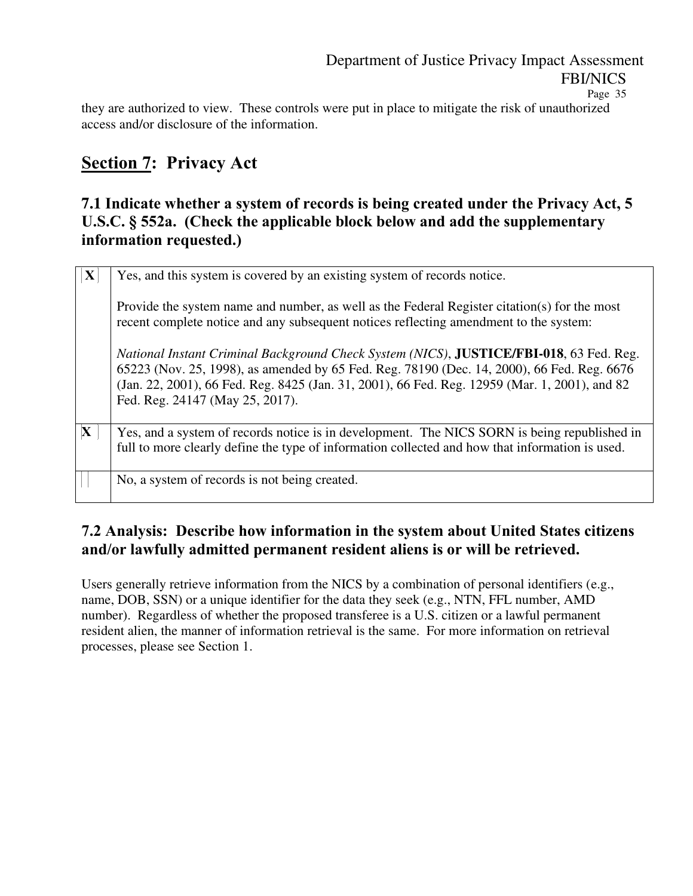they are authorized to view. These controls were put in place to mitigate the risk of unauthorized access and/or disclosure of the information.

## Section 7: Privacy Act

### 7.1 Indicate whether a system of records is being created under the Privacy Act, 5 U.S.C. § 552a. (Check the applicable block below and add the supplementary information requested.)

| | |
|---|---|
| X | Yes, and this system is covered by an existing system of records notice.<br><br>Provide the system name and number, as well as the Federal Register citation(s) for the most recent complete notice and any subsequent notices reflecting amendment to the system:<br><br>*National Instant Criminal Background Check System (NICS)*, **JUSTICE/FBI-018**, 63 Fed. Reg. 65223 (Nov. 25, 1998), as amended by 65 Fed. Reg. 78190 (Dec. 14, 2000), 66 Fed. Reg. 6676 (Jan. 22, 2001), 66 Fed. Reg. 8425 (Jan. 31, 2001), 66 Fed. Reg. 12959 (Mar. 1, 2001), and 82 Fed. Reg. 24147 (May 25, 2017). |
| X | Yes, and a system of records notice is in development. The NICS SORN is being republished in full to more clearly define the type of information collected and how that information is used. |
| | No, a system of records is not being created. |

### 7.2 Analysis: Describe how information in the system about United States citizens and/or lawfully admitted permanent resident aliens is or will be retrieved.

Users generally retrieve information from the NICS by a combination of personal identifiers (e.g., name, DOB, SSN) or a unique identifier for the data they seek (e.g., NTN, FFL number, AMD number). Regardless of whether the proposed transferee is a U.S. citizen or a lawful permanent resident alien, the manner of information retrieval is the same. For more information on retrieval processes, please see Section 1.